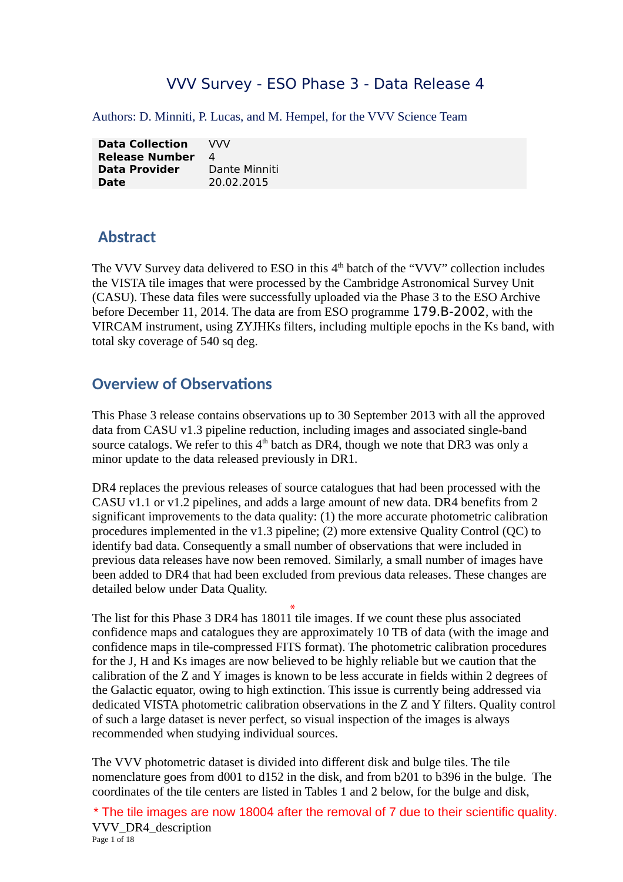# VVV Survey - ESO Phase 3 - Data Release 4

Authors: D. Minniti, P. Lucas, and M. Hempel, for the VVV Science Team

| | |
|---|---|
| **Data Collection** | VVV |
| **Release Number** | 4 |
| **Data Provider** | Dante Minniti |
| **Date** | 20.02.2015 |

## Abstract

The VVV Survey data delivered to ESO in this 4th batch of the "VVV" collection includes the VISTA tile images that were processed by the Cambridge Astronomical Survey Unit (CASU). These data files were successfully uploaded via the Phase 3 to the ESO Archive before December 11, 2014. The data are from ESO programme 179.B-2002, with the VIRCAM instrument, using ZYJHKs filters, including multiple epochs in the Ks band, with total sky coverage of 540 sq deg.

## Overview of Observations

This Phase 3 release contains observations up to 30 September 2013 with all the approved data from CASU v1.3 pipeline reduction, including images and associated single-band source catalogs. We refer to this 4th batch as DR4, though we note that DR3 was only a minor update to the data released previously in DR1.

DR4 replaces the previous releases of source catalogues that had been processed with the CASU v1.1 or v1.2 pipelines, and adds a large amount of new data. DR4 benefits from 2 significant improvements to the data quality: (1) the more accurate photometric calibration procedures implemented in the v1.3 pipeline; (2) more extensive Quality Control (QC) to identify bad data. Consequently a small number of observations that were included in previous data releases have now been removed. Similarly, a small number of images have been added to DR4 that had been excluded from previous data releases. These changes are detailed below under Data Quality.

The list for this Phase 3 DR4 has 18011* tile images. If we count these plus associated confidence maps and catalogues they are approximately 10 TB of data (with the image and confidence maps in tile-compressed FITS format). The photometric calibration procedures for the J, H and Ks images are now believed to be highly reliable but we caution that the calibration of the Z and Y images is known to be less accurate in fields within 2 degrees of the Galactic equator, owing to high extinction. This issue is currently being addressed via dedicated VISTA photometric calibration observations in the Z and Y filters. Quality control of such a large dataset is never perfect, so visual inspection of the images is always recommended when studying individual sources.

The VVV photometric dataset is divided into different disk and bulge tiles. The tile nomenclature goes from d001 to d152 in the disk, and from b201 to b396 in the bulge. The coordinates of the tile centers are listed in Tables 1 and 2 below, for the bulge and disk,

\* The tile images are now 18004 after the removal of 7 due to their scientific quality.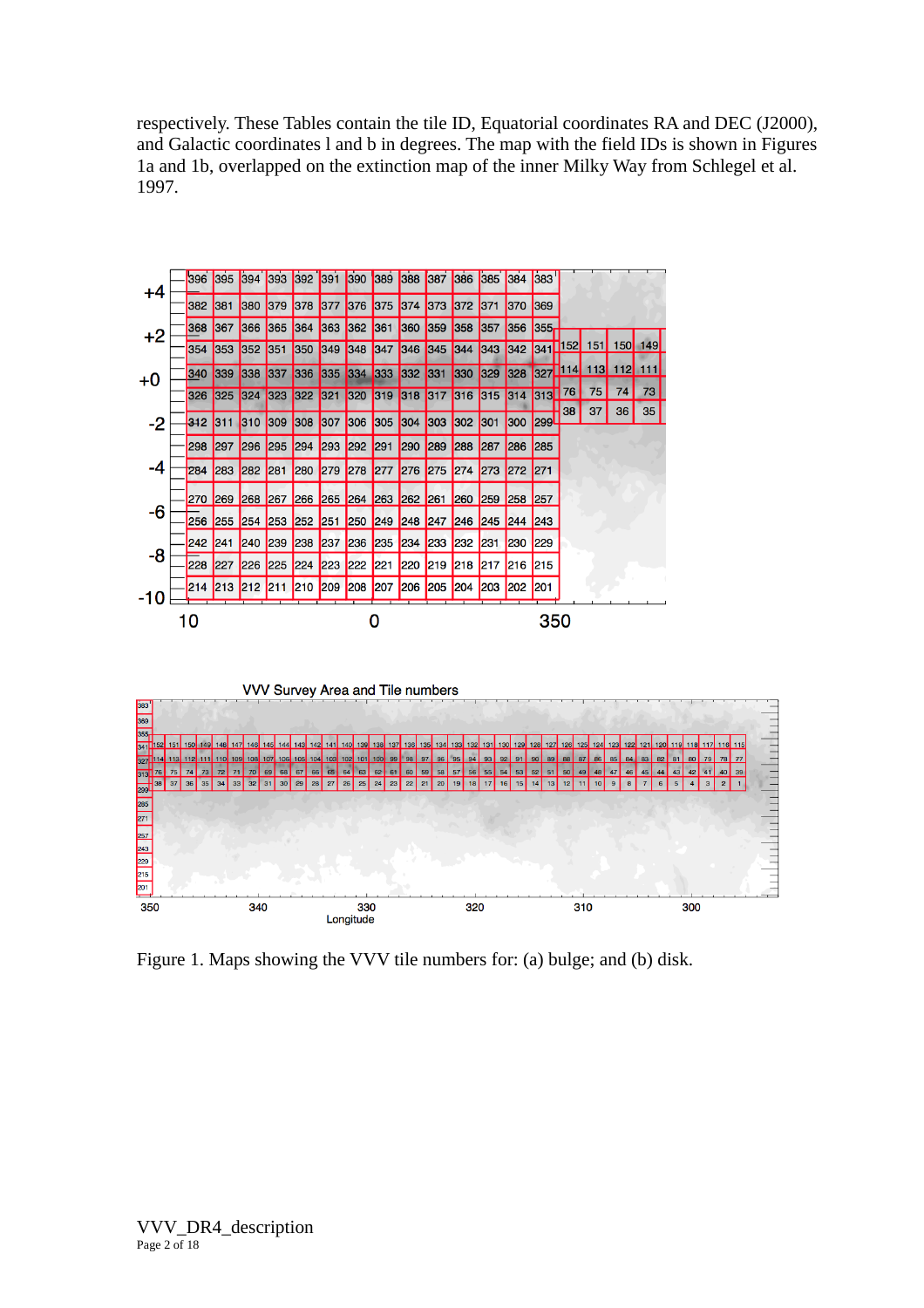respectively. These Tables contain the tile ID, Equatorial coordinates RA and DEC (J2000), and Galactic coordinates l and b in degrees. The map with the field IDs is shown in Figures 1a and 1b, overlapped on the extinction map of the inner Milky Way from Schlegel et al. 1997.

Figure 1. Maps showing the VVV tile numbers for: (a) bulge; and (b) disk.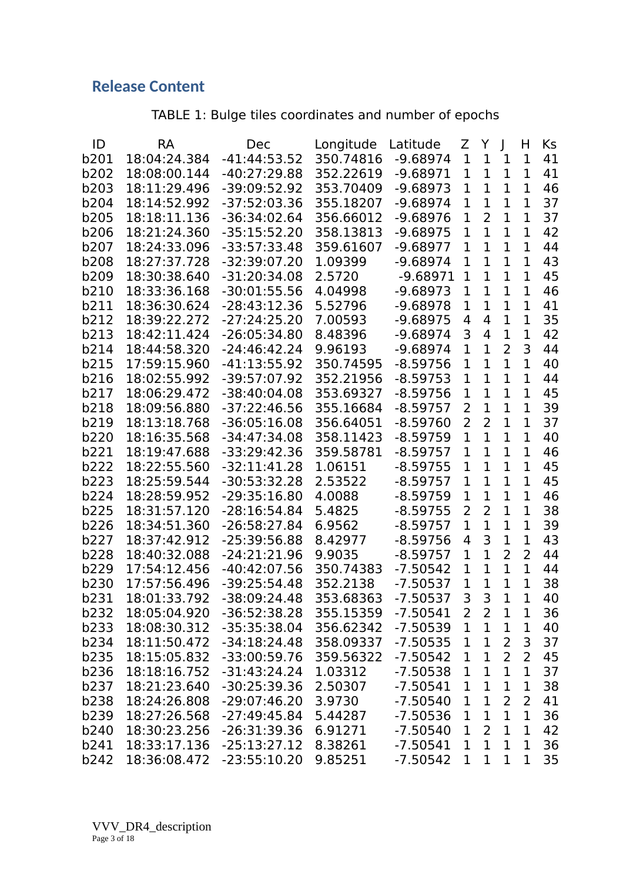## Release Content

TABLE 1: Bulge tiles coordinates and number of epochs

| ID | RA | Dec | Longitude | Latitude | Z | Y | J | H | Ks |
|---|---|---|---|---|---|---|---|---|---|
| b201 | 18:04:24.384 | -41:44:53.52 | 350.74816 | -9.68974 | 1 | 1 | 1 | 1 | 41 |
| b202 | 18:08:00.144 | -40:27:29.88 | 352.22619 | -9.68971 | 1 | 1 | 1 | 1 | 41 |
| b203 | 18:11:29.496 | -39:09:52.92 | 353.70409 | -9.68973 | 1 | 1 | 1 | 1 | 46 |
| b204 | 18:14:52.992 | -37:52:03.36 | 355.18207 | -9.68974 | 1 | 1 | 1 | 1 | 37 |
| b205 | 18:18:11.136 | -36:34:02.64 | 356.66012 | -9.68976 | 1 | 2 | 1 | 1 | 37 |
| b206 | 18:21:24.360 | -35:15:52.20 | 358.13813 | -9.68975 | 1 | 1 | 1 | 1 | 42 |
| b207 | 18:24:33.096 | -33:57:33.48 | 359.61607 | -9.68977 | 1 | 1 | 1 | 1 | 44 |
| b208 | 18:27:37.728 | -32:39:07.20 | 1.09399 | -9.68974 | 1 | 1 | 1 | 1 | 43 |
| b209 | 18:30:38.640 | -31:20:34.08 | 2.5720 | -9.68971 | 1 | 1 | 1 | 1 | 45 |
| b210 | 18:33:36.168 | -30:01:55.56 | 4.04998 | -9.68973 | 1 | 1 | 1 | 1 | 46 |
| b211 | 18:36:30.624 | -28:43:12.36 | 5.52796 | -9.68978 | 1 | 1 | 1 | 1 | 41 |
| b212 | 18:39:22.272 | -27:24:25.20 | 7.00593 | -9.68975 | 4 | 4 | 1 | 1 | 35 |
| b213 | 18:42:11.424 | -26:05:34.80 | 8.48396 | -9.68974 | 3 | 4 | 1 | 1 | 42 |
| b214 | 18:44:58.320 | -24:46:42.24 | 9.96193 | -9.68974 | 1 | 1 | 2 | 3 | 44 |
| b215 | 17:59:15.960 | -41:13:55.92 | 350.74595 | -8.59756 | 1 | 1 | 1 | 1 | 40 |
| b216 | 18:02:55.992 | -39:57:07.92 | 352.21956 | -8.59753 | 1 | 1 | 1 | 1 | 44 |
| b217 | 18:06:29.472 | -38:40:04.08 | 353.69327 | -8.59756 | 1 | 1 | 1 | 1 | 45 |
| b218 | 18:09:56.880 | -37:22:46.56 | 355.16684 | -8.59757 | 2 | 1 | 1 | 1 | 39 |
| b219 | 18:13:18.768 | -36:05:16.08 | 356.64051 | -8.59760 | 2 | 2 | 1 | 1 | 37 |
| b220 | 18:16:35.568 | -34:47:34.08 | 358.11423 | -8.59759 | 1 | 1 | 1 | 1 | 40 |
| b221 | 18:19:47.688 | -33:29:42.36 | 359.58781 | -8.59757 | 1 | 1 | 1 | 1 | 46 |
| b222 | 18:22:55.560 | -32:11:41.28 | 1.06151 | -8.59755 | 1 | 1 | 1 | 1 | 45 |
| b223 | 18:25:59.544 | -30:53:32.28 | 2.53522 | -8.59757 | 1 | 1 | 1 | 1 | 45 |
| b224 | 18:28:59.952 | -29:35:16.80 | 4.0088 | -8.59759 | 1 | 1 | 1 | 1 | 46 |
| b225 | 18:31:57.120 | -28:16:54.84 | 5.4825 | -8.59755 | 2 | 2 | 1 | 1 | 38 |
| b226 | 18:34:51.360 | -26:58:27.84 | 6.9562 | -8.59757 | 1 | 1 | 1 | 1 | 39 |
| b227 | 18:37:42.912 | -25:39:56.88 | 8.42977 | -8.59756 | 4 | 3 | 1 | 1 | 43 |
| b228 | 18:40:32.088 | -24:21:21.96 | 9.9035 | -8.59757 | 1 | 1 | 2 | 2 | 44 |
| b229 | 17:54:12.456 | -40:42:07.56 | 350.74383 | -7.50542 | 1 | 1 | 1 | 1 | 44 |
| b230 | 17:57:56.496 | -39:25:54.48 | 352.2138 | -7.50537 | 1 | 1 | 1 | 1 | 38 |
| b231 | 18:01:33.792 | -38:09:24.48 | 353.68363 | -7.50537 | 3 | 3 | 1 | 1 | 40 |
| b232 | 18:05:04.920 | -36:52:38.28 | 355.15359 | -7.50541 | 2 | 2 | 1 | 1 | 36 |
| b233 | 18:08:30.312 | -35:35:38.04 | 356.62342 | -7.50539 | 1 | 1 | 1 | 1 | 40 |
| b234 | 18:11:50.472 | -34:18:24.48 | 358.09337 | -7.50535 | 1 | 1 | 2 | 3 | 37 |
| b235 | 18:15:05.832 | -33:00:59.76 | 359.56322 | -7.50542 | 1 | 1 | 2 | 2 | 45 |
| b236 | 18:18:16.752 | -31:43:24.24 | 1.03312 | -7.50538 | 1 | 1 | 1 | 1 | 37 |
| b237 | 18:21:23.640 | -30:25:39.36 | 2.50307 | -7.50541 | 1 | 1 | 1 | 1 | 38 |
| b238 | 18:24:26.808 | -29:07:46.20 | 3.9730 | -7.50540 | 1 | 1 | 2 | 2 | 41 |
| b239 | 18:27:26.568 | -27:49:45.84 | 5.44287 | -7.50536 | 1 | 1 | 1 | 1 | 36 |
| b240 | 18:30:23.256 | -26:31:39.36 | 6.91271 | -7.50540 | 1 | 2 | 1 | 1 | 42 |
| b241 | 18:33:17.136 | -25:13:27.12 | 8.38261 | -7.50541 | 1 | 1 | 1 | 1 | 36 |
| b242 | 18:36:08.472 | -23:55:10.20 | 9.85251 | -7.50542 | 1 | 1 | 1 | 1 | 35 |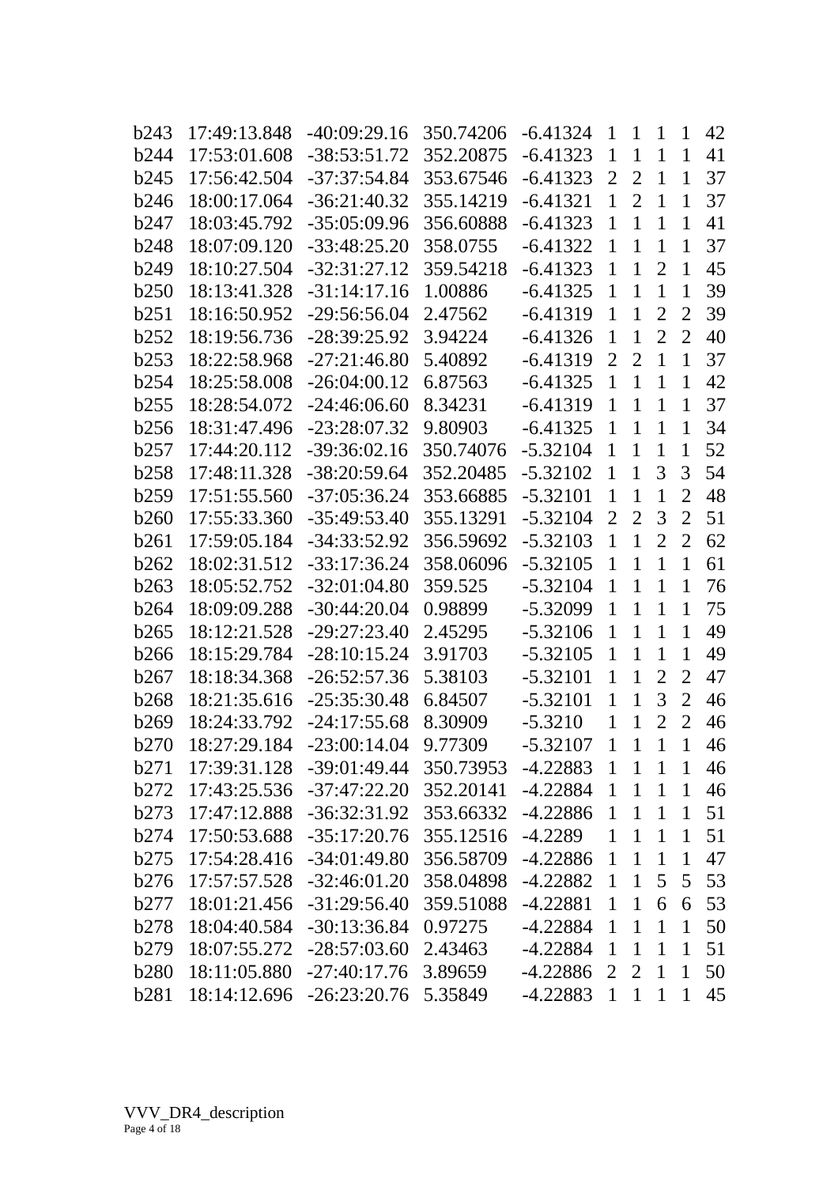| | | | | | | | | | |
|---|---|---|---|---|---|---|---|---|---|
| b243 | 17:49:13.848 | -40:09:29.16 | 350.74206 | -6.41324 | 1 | 1 | 1 | 1 | 42 |
| b244 | 17:53:01.608 | -38:53:51.72 | 352.20875 | -6.41323 | 1 | 1 | 1 | 1 | 41 |
| b245 | 17:56:42.504 | -37:37:54.84 | 353.67546 | -6.41323 | 2 | 2 | 1 | 1 | 37 |
| b246 | 18:00:17.064 | -36:21:40.32 | 355.14219 | -6.41321 | 1 | 2 | 1 | 1 | 37 |
| b247 | 18:03:45.792 | -35:05:09.96 | 356.60888 | -6.41323 | 1 | 1 | 1 | 1 | 41 |
| b248 | 18:07:09.120 | -33:48:25.20 | 358.0755 | -6.41322 | 1 | 1 | 1 | 1 | 37 |
| b249 | 18:10:27.504 | -32:31:27.12 | 359.54218 | -6.41323 | 1 | 1 | 2 | 1 | 45 |
| b250 | 18:13:41.328 | -31:14:17.16 | 1.00886 | -6.41325 | 1 | 1 | 1 | 1 | 39 |
| b251 | 18:16:50.952 | -29:56:56.04 | 2.47562 | -6.41319 | 1 | 1 | 2 | 2 | 39 |
| b252 | 18:19:56.736 | -28:39:25.92 | 3.94224 | -6.41326 | 1 | 1 | 2 | 2 | 40 |
| b253 | 18:22:58.968 | -27:21:46.80 | 5.40892 | -6.41319 | 2 | 2 | 1 | 1 | 37 |
| b254 | 18:25:58.008 | -26:04:00.12 | 6.87563 | -6.41325 | 1 | 1 | 1 | 1 | 42 |
| b255 | 18:28:54.072 | -24:46:06.60 | 8.34231 | -6.41319 | 1 | 1 | 1 | 1 | 37 |
| b256 | 18:31:47.496 | -23:28:07.32 | 9.80903 | -6.41325 | 1 | 1 | 1 | 1 | 34 |
| b257 | 17:44:20.112 | -39:36:02.16 | 350.74076 | -5.32104 | 1 | 1 | 1 | 1 | 52 |
| b258 | 17:48:11.328 | -38:20:59.64 | 352.20485 | -5.32102 | 1 | 1 | 3 | 3 | 54 |
| b259 | 17:51:55.560 | -37:05:36.24 | 353.66885 | -5.32101 | 1 | 1 | 1 | 2 | 48 |
| b260 | 17:55:33.360 | -35:49:53.40 | 355.13291 | -5.32104 | 2 | 2 | 3 | 2 | 51 |
| b261 | 17:59:05.184 | -34:33:52.92 | 356.59692 | -5.32103 | 1 | 1 | 2 | 2 | 62 |
| b262 | 18:02:31.512 | -33:17:36.24 | 358.06096 | -5.32105 | 1 | 1 | 1 | 1 | 61 |
| b263 | 18:05:52.752 | -32:01:04.80 | 359.525 | -5.32104 | 1 | 1 | 1 | 1 | 76 |
| b264 | 18:09:09.288 | -30:44:20.04 | 0.98899 | -5.32099 | 1 | 1 | 1 | 1 | 75 |
| b265 | 18:12:21.528 | -29:27:23.40 | 2.45295 | -5.32106 | 1 | 1 | 1 | 1 | 49 |
| b266 | 18:15:29.784 | -28:10:15.24 | 3.91703 | -5.32105 | 1 | 1 | 1 | 1 | 49 |
| b267 | 18:18:34.368 | -26:52:57.36 | 5.38103 | -5.32101 | 1 | 1 | 2 | 2 | 47 |
| b268 | 18:21:35.616 | -25:35:30.48 | 6.84507 | -5.32101 | 1 | 1 | 3 | 2 | 46 |
| b269 | 18:24:33.792 | -24:17:55.68 | 8.30909 | -5.3210 | 1 | 1 | 2 | 2 | 46 |
| b270 | 18:27:29.184 | -23:00:14.04 | 9.77309 | -5.32107 | 1 | 1 | 1 | 1 | 46 |
| b271 | 17:39:31.128 | -39:01:49.44 | 350.73953 | -4.22883 | 1 | 1 | 1 | 1 | 46 |
| b272 | 17:43:25.536 | -37:47:22.20 | 352.20141 | -4.22884 | 1 | 1 | 1 | 1 | 46 |
| b273 | 17:47:12.888 | -36:32:31.92 | 353.66332 | -4.22886 | 1 | 1 | 1 | 1 | 51 |
| b274 | 17:50:53.688 | -35:17:20.76 | 355.12516 | -4.2289 | 1 | 1 | 1 | 1 | 51 |
| b275 | 17:54:28.416 | -34:01:49.80 | 356.58709 | -4.22886 | 1 | 1 | 1 | 1 | 47 |
| b276 | 17:57:57.528 | -32:46:01.20 | 358.04898 | -4.22882 | 1 | 1 | 5 | 5 | 53 |
| b277 | 18:01:21.456 | -31:29:56.40 | 359.51088 | -4.22881 | 1 | 1 | 6 | 6 | 53 |
| b278 | 18:04:40.584 | -30:13:36.84 | 0.97275 | -4.22884 | 1 | 1 | 1 | 1 | 50 |
| b279 | 18:07:55.272 | -28:57:03.60 | 2.43463 | -4.22884 | 1 | 1 | 1 | 1 | 51 |
| b280 | 18:11:05.880 | -27:40:17.76 | 3.89659 | -4.22886 | 2 | 2 | 1 | 1 | 50 |
| b281 | 18:14:12.696 | -26:23:20.76 | 5.35849 | -4.22883 | 1 | 1 | 1 | 1 | 45 |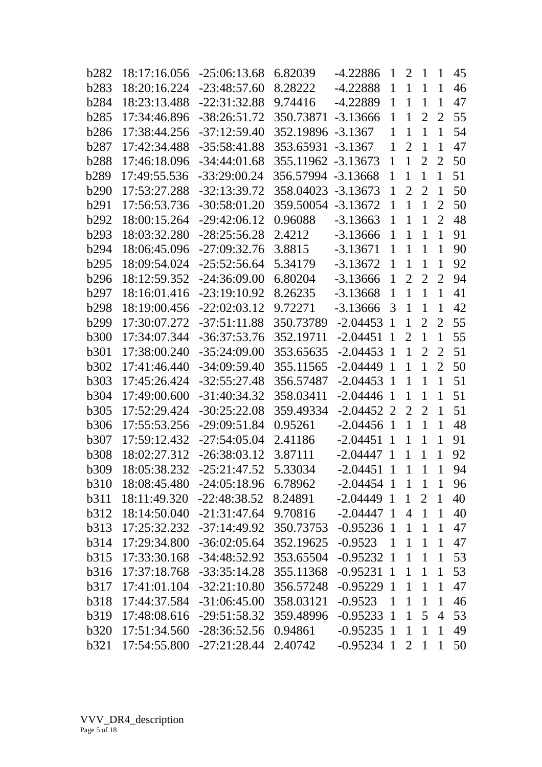| | | | | | | | | | |
|---|---|---|---|---|---|---|---|---|---|
| b282 | 18:17:16.056 | -25:06:13.68 | 6.82039 | -4.22886 | 1 | 2 | 1 | 1 | 45 |
| b283 | 18:20:16.224 | -23:48:57.60 | 8.28222 | -4.22888 | 1 | 1 | 1 | 1 | 46 |
| b284 | 18:23:13.488 | -22:31:32.88 | 9.74416 | -4.22889 | 1 | 1 | 1 | 1 | 47 |
| b285 | 17:34:46.896 | -38:26:51.72 | 350.73871 | -3.13666 | 1 | 1 | 2 | 2 | 55 |
| b286 | 17:38:44.256 | -37:12:59.40 | 352.19896 | -3.1367 | 1 | 1 | 1 | 1 | 54 |
| b287 | 17:42:34.488 | -35:58:41.88 | 353.65931 | -3.1367 | 1 | 2 | 1 | 1 | 47 |
| b288 | 17:46:18.096 | -34:44:01.68 | 355.11962 | -3.13673 | 1 | 1 | 2 | 2 | 50 |
| b289 | 17:49:55.536 | -33:29:00.24 | 356.57994 | -3.13668 | 1 | 1 | 1 | 1 | 51 |
| b290 | 17:53:27.288 | -32:13:39.72 | 358.04023 | -3.13673 | 1 | 2 | 2 | 1 | 50 |
| b291 | 17:56:53.736 | -30:58:01.20 | 359.50054 | -3.13672 | 1 | 1 | 1 | 2 | 50 |
| b292 | 18:00:15.264 | -29:42:06.12 | 0.96088 | -3.13663 | 1 | 1 | 1 | 2 | 48 |
| b293 | 18:03:32.280 | -28:25:56.28 | 2.4212 | -3.13666 | 1 | 1 | 1 | 1 | 91 |
| b294 | 18:06:45.096 | -27:09:32.76 | 3.8815 | -3.13671 | 1 | 1 | 1 | 1 | 90 |
| b295 | 18:09:54.024 | -25:52:56.64 | 5.34179 | -3.13672 | 1 | 1 | 1 | 1 | 92 |
| b296 | 18:12:59.352 | -24:36:09.00 | 6.80204 | -3.13666 | 1 | 2 | 2 | 2 | 94 |
| b297 | 18:16:01.416 | -23:19:10.92 | 8.26235 | -3.13668 | 1 | 1 | 1 | 1 | 41 |
| b298 | 18:19:00.456 | -22:02:03.12 | 9.72271 | -3.13666 | 3 | 1 | 1 | 1 | 42 |
| b299 | 17:30:07.272 | -37:51:11.88 | 350.73789 | -2.04453 | 1 | 1 | 2 | 2 | 55 |
| b300 | 17:34:07.344 | -36:37:53.76 | 352.19711 | -2.04451 | 1 | 2 | 1 | 1 | 55 |
| b301 | 17:38:00.240 | -35:24:09.00 | 353.65635 | -2.04453 | 1 | 1 | 2 | 2 | 51 |
| b302 | 17:41:46.440 | -34:09:59.40 | 355.11565 | -2.04449 | 1 | 1 | 1 | 2 | 50 |
| b303 | 17:45:26.424 | -32:55:27.48 | 356.57487 | -2.04453 | 1 | 1 | 1 | 1 | 51 |
| b304 | 17:49:00.600 | -31:40:34.32 | 358.03411 | -2.04446 | 1 | 1 | 1 | 1 | 51 |
| b305 | 17:52:29.424 | -30:25:22.08 | 359.49334 | -2.04452 | 2 | 2 | 2 | 1 | 51 |
| b306 | 17:55:53.256 | -29:09:51.84 | 0.95261 | -2.04456 | 1 | 1 | 1 | 1 | 48 |
| b307 | 17:59:12.432 | -27:54:05.04 | 2.41186 | -2.04451 | 1 | 1 | 1 | 1 | 91 |
| b308 | 18:02:27.312 | -26:38:03.12 | 3.87111 | -2.04447 | 1 | 1 | 1 | 1 | 92 |
| b309 | 18:05:38.232 | -25:21:47.52 | 5.33034 | -2.04451 | 1 | 1 | 1 | 1 | 94 |
| b310 | 18:08:45.480 | -24:05:18.96 | 6.78962 | -2.04454 | 1 | 1 | 1 | 1 | 96 |
| b311 | 18:11:49.320 | -22:48:38.52 | 8.24891 | -2.04449 | 1 | 1 | 2 | 1 | 40 |
| b312 | 18:14:50.040 | -21:31:47.64 | 9.70816 | -2.04447 | 1 | 4 | 1 | 1 | 40 |
| b313 | 17:25:32.232 | -37:14:49.92 | 350.73753 | -0.95236 | 1 | 1 | 1 | 1 | 47 |
| b314 | 17:29:34.800 | -36:02:05.64 | 352.19625 | -0.9523 | 1 | 1 | 1 | 1 | 47 |
| b315 | 17:33:30.168 | -34:48:52.92 | 353.65504 | -0.95232 | 1 | 1 | 1 | 1 | 53 |
| b316 | 17:37:18.768 | -33:35:14.28 | 355.11368 | -0.95231 | 1 | 1 | 1 | 1 | 53 |
| b317 | 17:41:01.104 | -32:21:10.80 | 356.57248 | -0.95229 | 1 | 1 | 1 | 1 | 47 |
| b318 | 17:44:37.584 | -31:06:45.00 | 358.03121 | -0.9523 | 1 | 1 | 1 | 1 | 46 |
| b319 | 17:48:08.616 | -29:51:58.32 | 359.48996 | -0.95233 | 1 | 1 | 5 | 4 | 53 |
| b320 | 17:51:34.560 | -28:36:52.56 | 0.94861 | -0.95235 | 1 | 1 | 1 | 1 | 49 |
| b321 | 17:54:55.800 | -27:21:28.44 | 2.40742 | -0.95234 | 1 | 2 | 1 | 1 | 50 |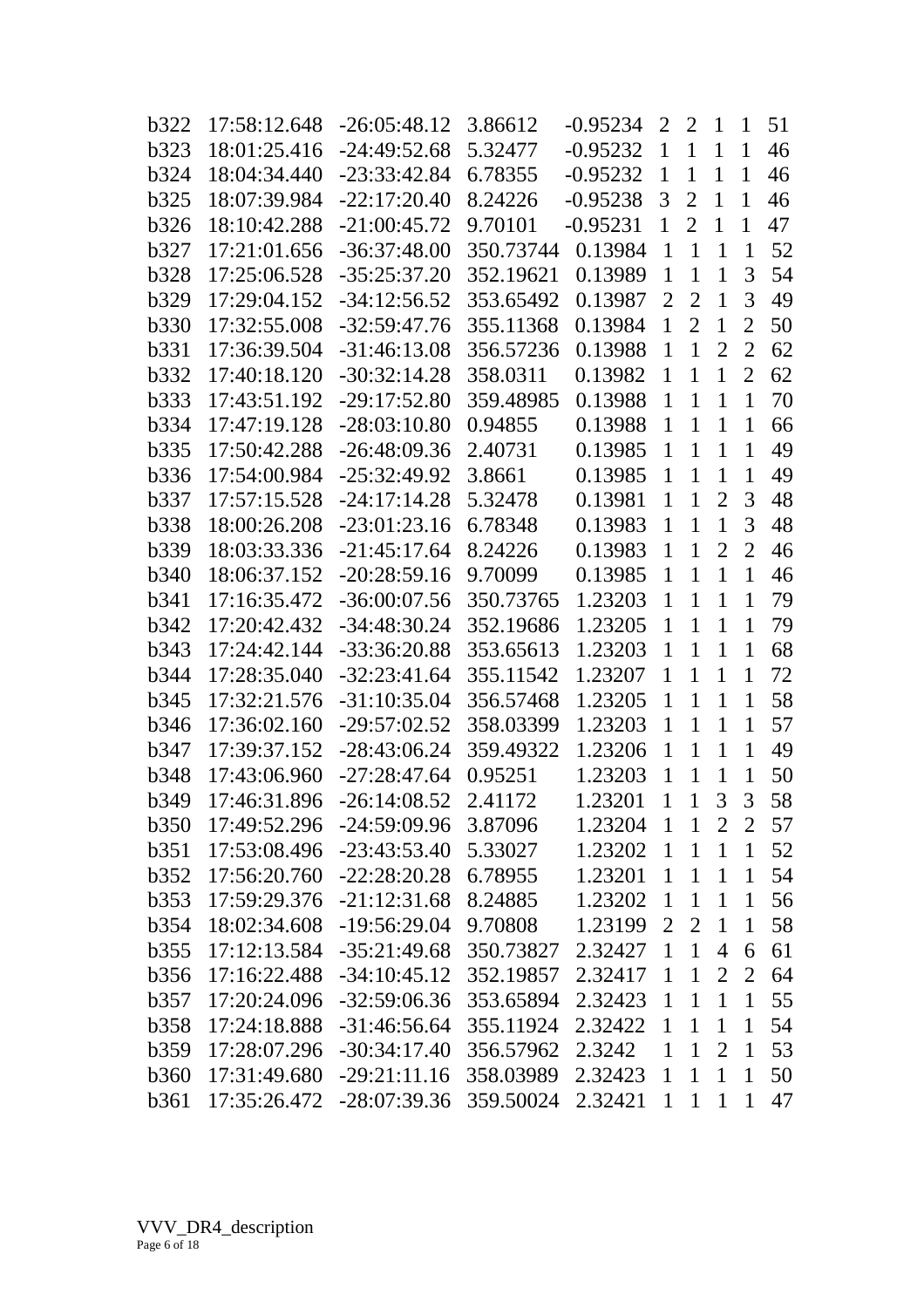| | | | | | | | | | |
|---|---|---|---|---|---|---|---|---|---|
| b322 | 17:58:12.648 | -26:05:48.12 | 3.86612 | -0.95234 | 2 | 2 | 1 | 1 | 51 |
| b323 | 18:01:25.416 | -24:49:52.68 | 5.32477 | -0.95232 | 1 | 1 | 1 | 1 | 46 |
| b324 | 18:04:34.440 | -23:33:42.84 | 6.78355 | -0.95232 | 1 | 1 | 1 | 1 | 46 |
| b325 | 18:07:39.984 | -22:17:20.40 | 8.24226 | -0.95238 | 3 | 2 | 1 | 1 | 46 |
| b326 | 18:10:42.288 | -21:00:45.72 | 9.70101 | -0.95231 | 1 | 2 | 1 | 1 | 47 |
| b327 | 17:21:01.656 | -36:37:48.00 | 350.73744 | 0.13984 | 1 | 1 | 1 | 1 | 52 |
| b328 | 17:25:06.528 | -35:25:37.20 | 352.19621 | 0.13989 | 1 | 1 | 1 | 3 | 54 |
| b329 | 17:29:04.152 | -34:12:56.52 | 353.65492 | 0.13987 | 2 | 2 | 1 | 3 | 49 |
| b330 | 17:32:55.008 | -32:59:47.76 | 355.11368 | 0.13984 | 1 | 2 | 1 | 2 | 50 |
| b331 | 17:36:39.504 | -31:46:13.08 | 356.57236 | 0.13988 | 1 | 1 | 2 | 2 | 62 |
| b332 | 17:40:18.120 | -30:32:14.28 | 358.0311 | 0.13982 | 1 | 1 | 1 | 2 | 62 |
| b333 | 17:43:51.192 | -29:17:52.80 | 359.48985 | 0.13988 | 1 | 1 | 1 | 1 | 70 |
| b334 | 17:47:19.128 | -28:03:10.80 | 0.94855 | 0.13988 | 1 | 1 | 1 | 1 | 66 |
| b335 | 17:50:42.288 | -26:48:09.36 | 2.40731 | 0.13985 | 1 | 1 | 1 | 1 | 49 |
| b336 | 17:54:00.984 | -25:32:49.92 | 3.8661 | 0.13985 | 1 | 1 | 1 | 1 | 49 |
| b337 | 17:57:15.528 | -24:17:14.28 | 5.32478 | 0.13981 | 1 | 1 | 2 | 3 | 48 |
| b338 | 18:00:26.208 | -23:01:23.16 | 6.78348 | 0.13983 | 1 | 1 | 1 | 3 | 48 |
| b339 | 18:03:33.336 | -21:45:17.64 | 8.24226 | 0.13983 | 1 | 1 | 2 | 2 | 46 |
| b340 | 18:06:37.152 | -20:28:59.16 | 9.70099 | 0.13985 | 1 | 1 | 1 | 1 | 46 |
| b341 | 17:16:35.472 | -36:00:07.56 | 350.73765 | 1.23203 | 1 | 1 | 1 | 1 | 79 |
| b342 | 17:20:42.432 | -34:48:30.24 | 352.19686 | 1.23205 | 1 | 1 | 1 | 1 | 79 |
| b343 | 17:24:42.144 | -33:36:20.88 | 353.65613 | 1.23203 | 1 | 1 | 1 | 1 | 68 |
| b344 | 17:28:35.040 | -32:23:41.64 | 355.11542 | 1.23207 | 1 | 1 | 1 | 1 | 72 |
| b345 | 17:32:21.576 | -31:10:35.04 | 356.57468 | 1.23205 | 1 | 1 | 1 | 1 | 58 |
| b346 | 17:36:02.160 | -29:57:02.52 | 358.03399 | 1.23203 | 1 | 1 | 1 | 1 | 57 |
| b347 | 17:39:37.152 | -28:43:06.24 | 359.49322 | 1.23206 | 1 | 1 | 1 | 1 | 49 |
| b348 | 17:43:06.960 | -27:28:47.64 | 0.95251 | 1.23203 | 1 | 1 | 1 | 1 | 50 |
| b349 | 17:46:31.896 | -26:14:08.52 | 2.41172 | 1.23201 | 1 | 1 | 3 | 3 | 58 |
| b350 | 17:49:52.296 | -24:59:09.96 | 3.87096 | 1.23204 | 1 | 1 | 2 | 2 | 57 |
| b351 | 17:53:08.496 | -23:43:53.40 | 5.33027 | 1.23202 | 1 | 1 | 1 | 1 | 52 |
| b352 | 17:56:20.760 | -22:28:20.28 | 6.78955 | 1.23201 | 1 | 1 | 1 | 1 | 54 |
| b353 | 17:59:29.376 | -21:12:31.68 | 8.24885 | 1.23202 | 1 | 1 | 1 | 1 | 56 |
| b354 | 18:02:34.608 | -19:56:29.04 | 9.70808 | 1.23199 | 2 | 2 | 1 | 1 | 58 |
| b355 | 17:12:13.584 | -35:21:49.68 | 350.73827 | 2.32427 | 1 | 1 | 4 | 6 | 61 |
| b356 | 17:16:22.488 | -34:10:45.12 | 352.19857 | 2.32417 | 1 | 1 | 2 | 2 | 64 |
| b357 | 17:20:24.096 | -32:59:06.36 | 353.65894 | 2.32423 | 1 | 1 | 1 | 1 | 55 |
| b358 | 17:24:18.888 | -31:46:56.64 | 355.11924 | 2.32422 | 1 | 1 | 1 | 1 | 54 |
| b359 | 17:28:07.296 | -30:34:17.40 | 356.57962 | 2.3242 | 1 | 1 | 2 | 1 | 53 |
| b360 | 17:31:49.680 | -29:21:11.16 | 358.03989 | 2.32423 | 1 | 1 | 1 | 1 | 50 |
| b361 | 17:35:26.472 | -28:07:39.36 | 359.50024 | 2.32421 | 1 | 1 | 1 | 1 | 47 |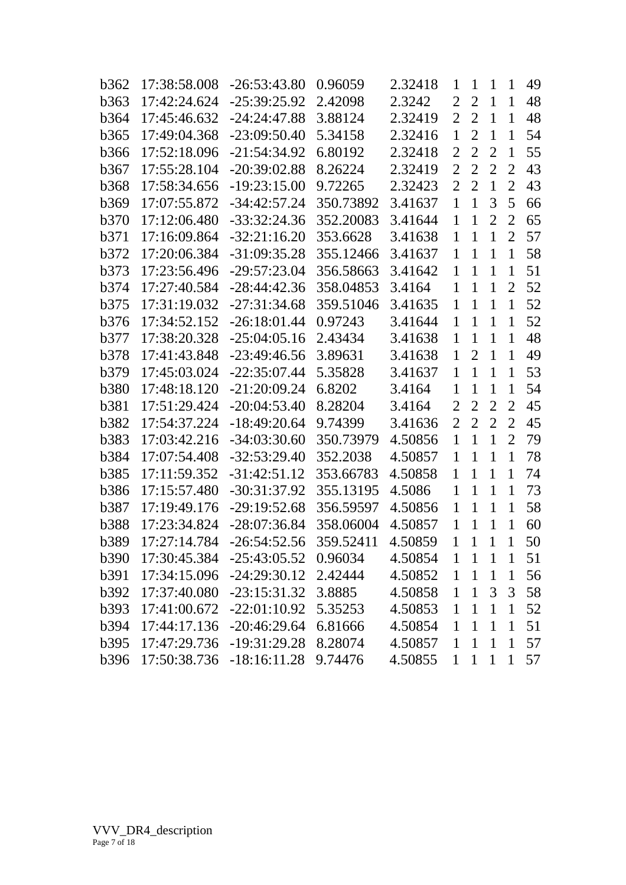| | | | | | | | | | |
|---|---|---|---|---|---|---|---|---|---|
| b362 | 17:38:58.008 | -26:53:43.80 | 0.96059 | 2.32418 | 1 | 1 | 1 | 1 | 49 |
| b363 | 17:42:24.624 | -25:39:25.92 | 2.42098 | 2.3242 | 2 | 2 | 1 | 1 | 48 |
| b364 | 17:45:46.632 | -24:24:47.88 | 3.88124 | 2.32419 | 2 | 2 | 1 | 1 | 48 |
| b365 | 17:49:04.368 | -23:09:50.40 | 5.34158 | 2.32416 | 1 | 2 | 1 | 1 | 54 |
| b366 | 17:52:18.096 | -21:54:34.92 | 6.80192 | 2.32418 | 2 | 2 | 2 | 1 | 55 |
| b367 | 17:55:28.104 | -20:39:02.88 | 8.26224 | 2.32419 | 2 | 2 | 2 | 2 | 43 |
| b368 | 17:58:34.656 | -19:23:15.00 | 9.72265 | 2.32423 | 2 | 2 | 1 | 2 | 43 |
| b369 | 17:07:55.872 | -34:42:57.24 | 350.73892 | 3.41637 | 1 | 1 | 3 | 5 | 66 |
| b370 | 17:12:06.480 | -33:32:24.36 | 352.20083 | 3.41644 | 1 | 1 | 2 | 2 | 65 |
| b371 | 17:16:09.864 | -32:21:16.20 | 353.6628 | 3.41638 | 1 | 1 | 1 | 2 | 57 |
| b372 | 17:20:06.384 | -31:09:35.28 | 355.12466 | 3.41637 | 1 | 1 | 1 | 1 | 58 |
| b373 | 17:23:56.496 | -29:57:23.04 | 356.58663 | 3.41642 | 1 | 1 | 1 | 1 | 51 |
| b374 | 17:27:40.584 | -28:44:42.36 | 358.04853 | 3.4164 | 1 | 1 | 1 | 2 | 52 |
| b375 | 17:31:19.032 | -27:31:34.68 | 359.51046 | 3.41635 | 1 | 1 | 1 | 1 | 52 |
| b376 | 17:34:52.152 | -26:18:01.44 | 0.97243 | 3.41644 | 1 | 1 | 1 | 1 | 52 |
| b377 | 17:38:20.328 | -25:04:05.16 | 2.43434 | 3.41638 | 1 | 1 | 1 | 1 | 48 |
| b378 | 17:41:43.848 | -23:49:46.56 | 3.89631 | 3.41638 | 1 | 2 | 1 | 1 | 49 |
| b379 | 17:45:03.024 | -22:35:07.44 | 5.35828 | 3.41637 | 1 | 1 | 1 | 1 | 53 |
| b380 | 17:48:18.120 | -21:20:09.24 | 6.8202 | 3.4164 | 1 | 1 | 1 | 1 | 54 |
| b381 | 17:51:29.424 | -20:04:53.40 | 8.28204 | 3.4164 | 2 | 2 | 2 | 2 | 45 |
| b382 | 17:54:37.224 | -18:49:20.64 | 9.74399 | 3.41636 | 2 | 2 | 2 | 2 | 45 |
| b383 | 17:03:42.216 | -34:03:30.60 | 350.73979 | 4.50856 | 1 | 1 | 1 | 2 | 79 |
| b384 | 17:07:54.408 | -32:53:29.40 | 352.2038 | 4.50857 | 1 | 1 | 1 | 1 | 78 |
| b385 | 17:11:59.352 | -31:42:51.12 | 353.66783 | 4.50858 | 1 | 1 | 1 | 1 | 74 |
| b386 | 17:15:57.480 | -30:31:37.92 | 355.13195 | 4.5086 | 1 | 1 | 1 | 1 | 73 |
| b387 | 17:19:49.176 | -29:19:52.68 | 356.59597 | 4.50856 | 1 | 1 | 1 | 1 | 58 |
| b388 | 17:23:34.824 | -28:07:36.84 | 358.06004 | 4.50857 | 1 | 1 | 1 | 1 | 60 |
| b389 | 17:27:14.784 | -26:54:52.56 | 359.52411 | 4.50859 | 1 | 1 | 1 | 1 | 50 |
| b390 | 17:30:45.384 | -25:43:05.52 | 0.96034 | 4.50854 | 1 | 1 | 1 | 1 | 51 |
| b391 | 17:34:15.096 | -24:29:30.12 | 2.42444 | 4.50852 | 1 | 1 | 1 | 1 | 56 |
| b392 | 17:37:40.080 | -23:15:31.32 | 3.8885 | 4.50858 | 1 | 1 | 3 | 3 | 58 |
| b393 | 17:41:00.672 | -22:01:10.92 | 5.35253 | 4.50853 | 1 | 1 | 1 | 1 | 52 |
| b394 | 17:44:17.136 | -20:46:29.64 | 6.81666 | 4.50854 | 1 | 1 | 1 | 1 | 51 |
| b395 | 17:47:29.736 | -19:31:29.28 | 8.28074 | 4.50857 | 1 | 1 | 1 | 1 | 57 |
| b396 | 17:50:38.736 | -18:16:11.28 | 9.74476 | 4.50855 | 1 | 1 | 1 | 1 | 57 |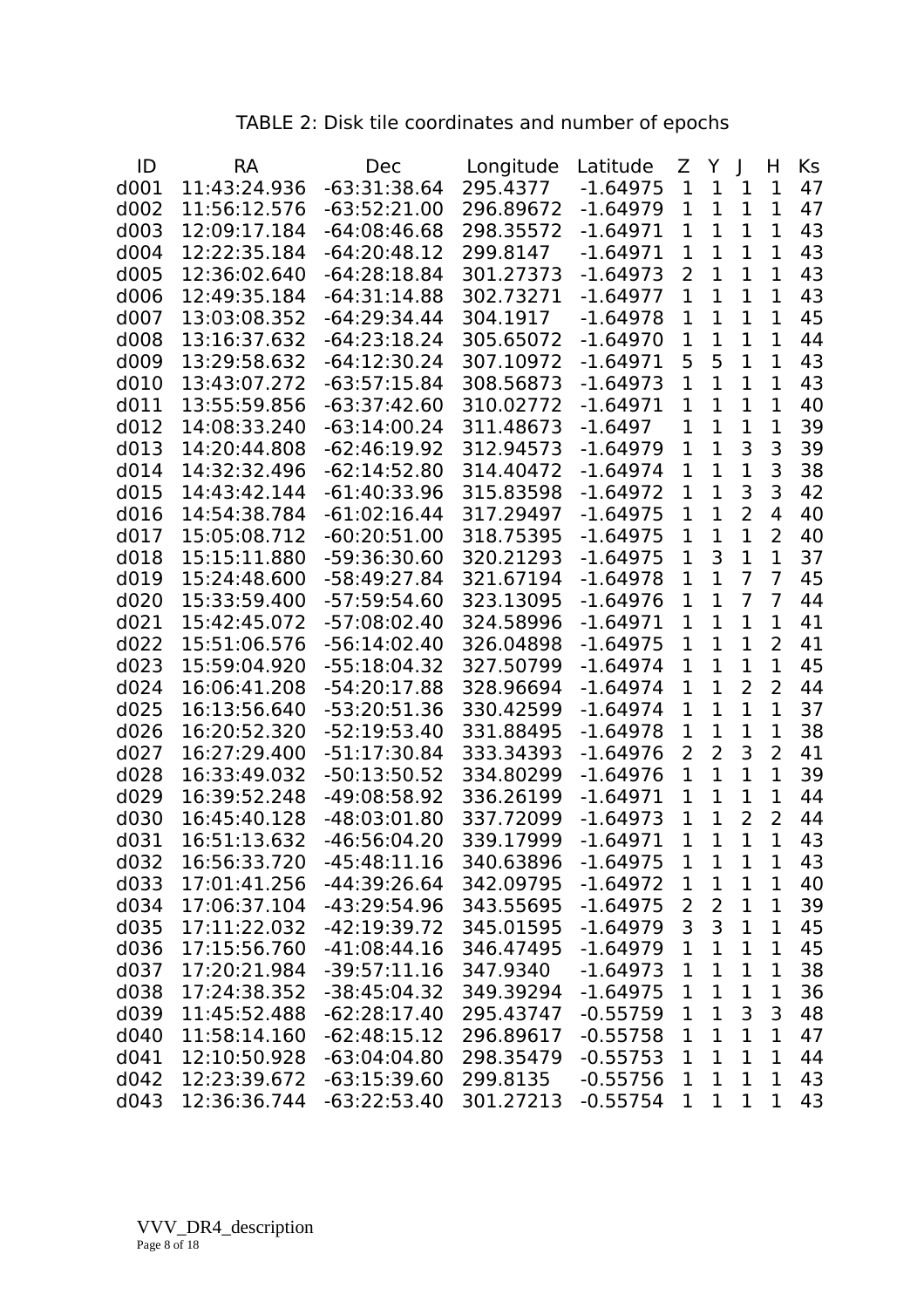TABLE 2: Disk tile coordinates and number of epochs

| ID | RA | Dec | Longitude | Latitude | Z | Y | J | H | Ks |
|---|---|---|---|---|---|---|---|---|---|
| d001 | 11:43:24.936 | -63:31:38.64 | 295.4377 | -1.64975 | 1 | 1 | 1 | 1 | 47 |
| d002 | 11:56:12.576 | -63:52:21.00 | 296.89672 | -1.64979 | 1 | 1 | 1 | 1 | 47 |
| d003 | 12:09:17.184 | -64:08:46.68 | 298.35572 | -1.64971 | 1 | 1 | 1 | 1 | 43 |
| d004 | 12:22:35.184 | -64:20:48.12 | 299.8147 | -1.64971 | 1 | 1 | 1 | 1 | 43 |
| d005 | 12:36:02.640 | -64:28:18.84 | 301.27373 | -1.64973 | 2 | 1 | 1 | 1 | 43 |
| d006 | 12:49:35.184 | -64:31:14.88 | 302.73271 | -1.64977 | 1 | 1 | 1 | 1 | 43 |
| d007 | 13:03:08.352 | -64:29:34.44 | 304.1917 | -1.64978 | 1 | 1 | 1 | 1 | 45 |
| d008 | 13:16:37.632 | -64:23:18.24 | 305.65072 | -1.64970 | 1 | 1 | 1 | 1 | 44 |
| d009 | 13:29:58.632 | -64:12:30.24 | 307.10972 | -1.64971 | 5 | 5 | 1 | 1 | 43 |
| d010 | 13:43:07.272 | -63:57:15.84 | 308.56873 | -1.64973 | 1 | 1 | 1 | 1 | 43 |
| d011 | 13:55:59.856 | -63:37:42.60 | 310.02772 | -1.64971 | 1 | 1 | 1 | 1 | 40 |
| d012 | 14:08:33.240 | -63:14:00.24 | 311.48673 | -1.6497 | 1 | 1 | 1 | 1 | 39 |
| d013 | 14:20:44.808 | -62:46:19.92 | 312.94573 | -1.64979 | 1 | 1 | 3 | 3 | 39 |
| d014 | 14:32:32.496 | -62:14:52.80 | 314.40472 | -1.64974 | 1 | 1 | 1 | 3 | 38 |
| d015 | 14:43:42.144 | -61:40:33.96 | 315.83598 | -1.64972 | 1 | 1 | 3 | 3 | 42 |
| d016 | 14:54:38.784 | -61:02:16.44 | 317.29497 | -1.64975 | 1 | 1 | 2 | 4 | 40 |
| d017 | 15:05:08.712 | -60:20:51.00 | 318.75395 | -1.64975 | 1 | 1 | 1 | 2 | 40 |
| d018 | 15:15:11.880 | -59:36:30.60 | 320.21293 | -1.64975 | 1 | 3 | 1 | 1 | 37 |
| d019 | 15:24:48.600 | -58:49:27.84 | 321.67194 | -1.64978 | 1 | 1 | 7 | 7 | 45 |
| d020 | 15:33:59.400 | -57:59:54.60 | 323.13095 | -1.64976 | 1 | 1 | 7 | 7 | 44 |
| d021 | 15:42:45.072 | -57:08:02.40 | 324.58996 | -1.64971 | 1 | 1 | 1 | 1 | 41 |
| d022 | 15:51:06.576 | -56:14:02.40 | 326.04898 | -1.64975 | 1 | 1 | 1 | 2 | 41 |
| d023 | 15:59:04.920 | -55:18:04.32 | 327.50799 | -1.64974 | 1 | 1 | 1 | 1 | 45 |
| d024 | 16:06:41.208 | -54:20:17.88 | 328.96694 | -1.64974 | 1 | 1 | 2 | 2 | 44 |
| d025 | 16:13:56.640 | -53:20:51.36 | 330.42599 | -1.64974 | 1 | 1 | 1 | 1 | 37 |
| d026 | 16:20:52.320 | -52:19:53.40 | 331.88495 | -1.64978 | 1 | 1 | 1 | 1 | 38 |
| d027 | 16:27:29.400 | -51:17:30.84 | 333.34393 | -1.64976 | 2 | 2 | 3 | 2 | 41 |
| d028 | 16:33:49.032 | -50:13:50.52 | 334.80299 | -1.64976 | 1 | 1 | 1 | 1 | 39 |
| d029 | 16:39:52.248 | -49:08:58.92 | 336.26199 | -1.64971 | 1 | 1 | 1 | 1 | 44 |
| d030 | 16:45:40.128 | -48:03:01.80 | 337.72099 | -1.64973 | 1 | 1 | 2 | 2 | 44 |
| d031 | 16:51:13.632 | -46:56:04.20 | 339.17999 | -1.64971 | 1 | 1 | 1 | 1 | 43 |
| d032 | 16:56:33.720 | -45:48:11.16 | 340.63896 | -1.64975 | 1 | 1 | 1 | 1 | 43 |
| d033 | 17:01:41.256 | -44:39:26.64 | 342.09795 | -1.64972 | 1 | 1 | 1 | 1 | 40 |
| d034 | 17:06:37.104 | -43:29:54.96 | 343.55695 | -1.64975 | 2 | 2 | 1 | 1 | 39 |
| d035 | 17:11:22.032 | -42:19:39.72 | 345.01595 | -1.64979 | 3 | 3 | 1 | 1 | 45 |
| d036 | 17:15:56.760 | -41:08:44.16 | 346.47495 | -1.64979 | 1 | 1 | 1 | 1 | 45 |
| d037 | 17:20:21.984 | -39:57:11.16 | 347.9340 | -1.64973 | 1 | 1 | 1 | 1 | 38 |
| d038 | 17:24:38.352 | -38:45:04.32 | 349.39294 | -1.64975 | 1 | 1 | 1 | 1 | 36 |
| d039 | 11:45:52.488 | -62:28:17.40 | 295.43747 | -0.55759 | 1 | 1 | 3 | 3 | 48 |
| d040 | 11:58:14.160 | -62:48:15.12 | 296.89617 | -0.55758 | 1 | 1 | 1 | 1 | 47 |
| d041 | 12:10:50.928 | -63:04:04.80 | 298.35479 | -0.55753 | 1 | 1 | 1 | 1 | 44 |
| d042 | 12:23:39.672 | -63:15:39.60 | 299.8135 | -0.55756 | 1 | 1 | 1 | 1 | 43 |
| d043 | 12:36:36.744 | -63:22:53.40 | 301.27213 | -0.55754 | 1 | 1 | 1 | 1 | 43 |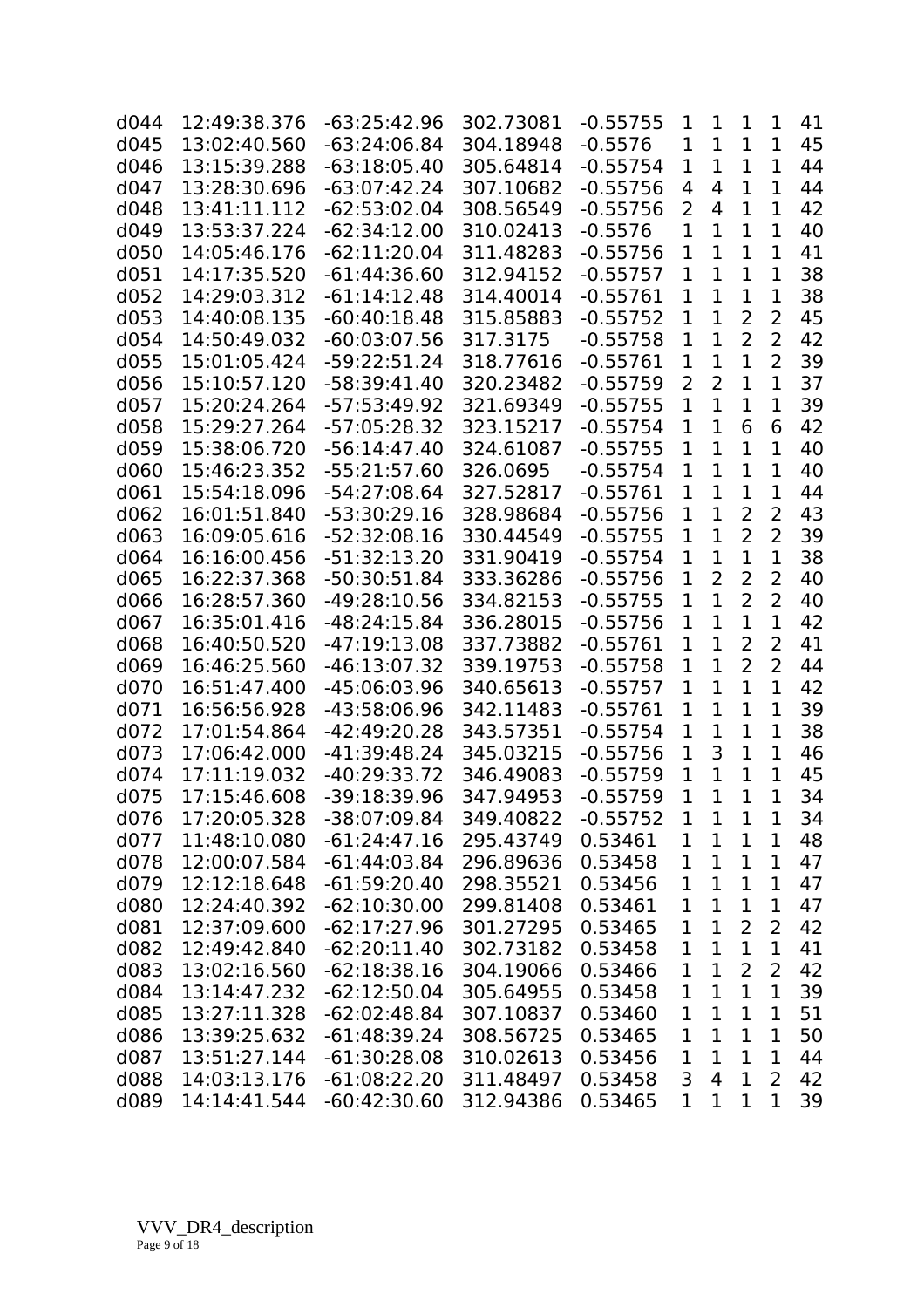| d044 | 12:49:38.376 | -63:25:42.96 | 302.73081 | -0.55755 | 1 | 1 | 1 | 1 | 41 |
|---|---|---|---|---|---|---|---|---|---|
| d045 | 13:02:40.560 | -63:24:06.84 | 304.18948 | -0.5576 | 1 | 1 | 1 | 1 | 45 |
| d046 | 13:15:39.288 | -63:18:05.40 | 305.64814 | -0.55754 | 1 | 1 | 1 | 1 | 44 |
| d047 | 13:28:30.696 | -63:07:42.24 | 307.10682 | -0.55756 | 4 | 4 | 1 | 1 | 44 |
| d048 | 13:41:11.112 | -62:53:02.04 | 308.56549 | -0.55756 | 2 | 4 | 1 | 1 | 42 |
| d049 | 13:53:37.224 | -62:34:12.00 | 310.02413 | -0.5576 | 1 | 1 | 1 | 1 | 40 |
| d050 | 14:05:46.176 | -62:11:20.04 | 311.48283 | -0.55756 | 1 | 1 | 1 | 1 | 41 |
| d051 | 14:17:35.520 | -61:44:36.60 | 312.94152 | -0.55757 | 1 | 1 | 1 | 1 | 38 |
| d052 | 14:29:03.312 | -61:14:12.48 | 314.40014 | -0.55761 | 1 | 1 | 1 | 1 | 38 |
| d053 | 14:40:08.135 | -60:40:18.48 | 315.85883 | -0.55752 | 1 | 1 | 2 | 2 | 45 |
| d054 | 14:50:49.032 | -60:03:07.56 | 317.3175 | -0.55758 | 1 | 1 | 2 | 2 | 42 |
| d055 | 15:01:05.424 | -59:22:51.24 | 318.77616 | -0.55761 | 1 | 1 | 1 | 2 | 39 |
| d056 | 15:10:57.120 | -58:39:41.40 | 320.23482 | -0.55759 | 2 | 2 | 1 | 1 | 37 |
| d057 | 15:20:24.264 | -57:53:49.92 | 321.69349 | -0.55755 | 1 | 1 | 1 | 1 | 39 |
| d058 | 15:29:27.264 | -57:05:28.32 | 323.15217 | -0.55754 | 1 | 1 | 6 | 6 | 42 |
| d059 | 15:38:06.720 | -56:14:47.40 | 324.61087 | -0.55755 | 1 | 1 | 1 | 1 | 40 |
| d060 | 15:46:23.352 | -55:21:57.60 | 326.0695 | -0.55754 | 1 | 1 | 1 | 1 | 40 |
| d061 | 15:54:18.096 | -54:27:08.64 | 327.52817 | -0.55761 | 1 | 1 | 1 | 1 | 44 |
| d062 | 16:01:51.840 | -53:30:29.16 | 328.98684 | -0.55756 | 1 | 1 | 2 | 2 | 43 |
| d063 | 16:09:05.616 | -52:32:08.16 | 330.44549 | -0.55755 | 1 | 1 | 2 | 2 | 39 |
| d064 | 16:16:00.456 | -51:32:13.20 | 331.90419 | -0.55754 | 1 | 1 | 1 | 1 | 38 |
| d065 | 16:22:37.368 | -50:30:51.84 | 333.36286 | -0.55756 | 1 | 2 | 2 | 2 | 40 |
| d066 | 16:28:57.360 | -49:28:10.56 | 334.82153 | -0.55755 | 1 | 1 | 2 | 2 | 40 |
| d067 | 16:35:01.416 | -48:24:15.84 | 336.28015 | -0.55756 | 1 | 1 | 1 | 1 | 42 |
| d068 | 16:40:50.520 | -47:19:13.08 | 337.73882 | -0.55761 | 1 | 1 | 2 | 2 | 41 |
| d069 | 16:46:25.560 | -46:13:07.32 | 339.19753 | -0.55758 | 1 | 1 | 2 | 2 | 44 |
| d070 | 16:51:47.400 | -45:06:03.96 | 340.65613 | -0.55757 | 1 | 1 | 1 | 1 | 42 |
| d071 | 16:56:56.928 | -43:58:06.96 | 342.11483 | -0.55761 | 1 | 1 | 1 | 1 | 39 |
| d072 | 17:01:54.864 | -42:49:20.28 | 343.57351 | -0.55754 | 1 | 1 | 1 | 1 | 38 |
| d073 | 17:06:42.000 | -41:39:48.24 | 345.03215 | -0.55756 | 1 | 3 | 1 | 1 | 46 |
| d074 | 17:11:19.032 | -40:29:33.72 | 346.49083 | -0.55759 | 1 | 1 | 1 | 1 | 45 |
| d075 | 17:15:46.608 | -39:18:39.96 | 347.94953 | -0.55759 | 1 | 1 | 1 | 1 | 34 |
| d076 | 17:20:05.328 | -38:07:09.84 | 349.40822 | -0.55752 | 1 | 1 | 1 | 1 | 34 |
| d077 | 11:48:10.080 | -61:24:47.16 | 295.43749 | 0.53461 | 1 | 1 | 1 | 1 | 48 |
| d078 | 12:00:07.584 | -61:44:03.84 | 296.89636 | 0.53458 | 1 | 1 | 1 | 1 | 47 |
| d079 | 12:12:18.648 | -61:59:20.40 | 298.35521 | 0.53456 | 1 | 1 | 1 | 1 | 47 |
| d080 | 12:24:40.392 | -62:10:30.00 | 299.81408 | 0.53461 | 1 | 1 | 1 | 1 | 47 |
| d081 | 12:37:09.600 | -62:17:27.96 | 301.27295 | 0.53465 | 1 | 1 | 2 | 2 | 42 |
| d082 | 12:49:42.840 | -62:20:11.40 | 302.73182 | 0.53458 | 1 | 1 | 1 | 1 | 41 |
| d083 | 13:02:16.560 | -62:18:38.16 | 304.19066 | 0.53466 | 1 | 1 | 2 | 2 | 42 |
| d084 | 13:14:47.232 | -62:12:50.04 | 305.64955 | 0.53458 | 1 | 1 | 1 | 1 | 39 |
| d085 | 13:27:11.328 | -62:02:48.84 | 307.10837 | 0.53460 | 1 | 1 | 1 | 1 | 51 |
| d086 | 13:39:25.632 | -61:48:39.24 | 308.56725 | 0.53465 | 1 | 1 | 1 | 1 | 50 |
| d087 | 13:51:27.144 | -61:30:28.08 | 310.02613 | 0.53456 | 1 | 1 | 1 | 1 | 44 |
| d088 | 14:03:13.176 | -61:08:22.20 | 311.48497 | 0.53458 | 3 | 4 | 1 | 2 | 42 |
| d089 | 14:14:41.544 | -60:42:30.60 | 312.94386 | 0.53465 | 1 | 1 | 1 | 1 | 39 |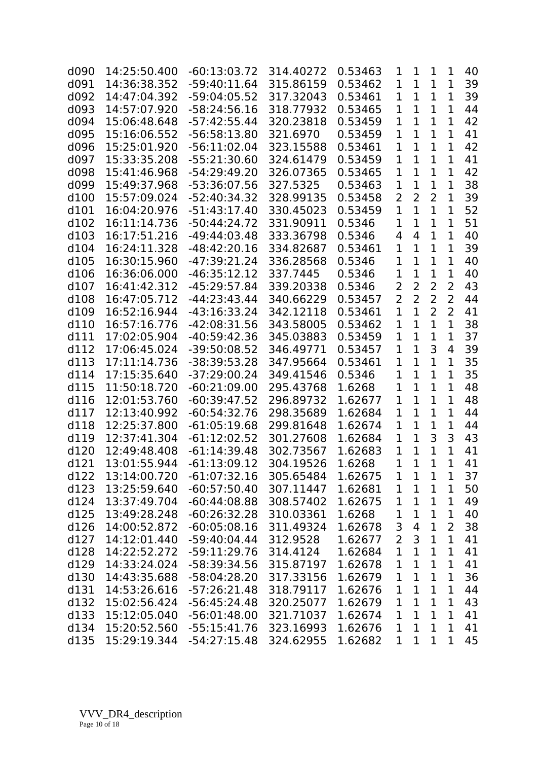| | | | | | | | | | |
|---|---|---|---|---|---|---|---|---|---|
| d090 | 14:25:50.400 | -60:13:03.72 | 314.40272 | 0.53463 | 1 | 1 | 1 | 1 | 40 |
| d091 | 14:36:38.352 | -59:40:11.64 | 315.86159 | 0.53462 | 1 | 1 | 1 | 1 | 39 |
| d092 | 14:47:04.392 | -59:04:05.52 | 317.32043 | 0.53461 | 1 | 1 | 1 | 1 | 39 |
| d093 | 14:57:07.920 | -58:24:56.16 | 318.77932 | 0.53465 | 1 | 1 | 1 | 1 | 44 |
| d094 | 15:06:48.648 | -57:42:55.44 | 320.23818 | 0.53459 | 1 | 1 | 1 | 1 | 42 |
| d095 | 15:16:06.552 | -56:58:13.80 | 321.6970 | 0.53459 | 1 | 1 | 1 | 1 | 41 |
| d096 | 15:25:01.920 | -56:11:02.04 | 323.15588 | 0.53461 | 1 | 1 | 1 | 1 | 42 |
| d097 | 15:33:35.208 | -55:21:30.60 | 324.61479 | 0.53459 | 1 | 1 | 1 | 1 | 41 |
| d098 | 15:41:46.968 | -54:29:49.20 | 326.07365 | 0.53465 | 1 | 1 | 1 | 1 | 42 |
| d099 | 15:49:37.968 | -53:36:07.56 | 327.5325 | 0.53463 | 1 | 1 | 1 | 1 | 38 |
| d100 | 15:57:09.024 | -52:40:34.32 | 328.99135 | 0.53458 | 2 | 2 | 2 | 1 | 39 |
| d101 | 16:04:20.976 | -51:43:17.40 | 330.45023 | 0.53459 | 1 | 1 | 1 | 1 | 52 |
| d102 | 16:11:14.736 | -50:44:24.72 | 331.90911 | 0.5346 | 1 | 1 | 1 | 1 | 51 |
| d103 | 16:17:51.216 | -49:44:03.48 | 333.36798 | 0.5346 | 4 | 4 | 1 | 1 | 40 |
| d104 | 16:24:11.328 | -48:42:20.16 | 334.82687 | 0.53461 | 1 | 1 | 1 | 1 | 39 |
| d105 | 16:30:15.960 | -47:39:21.24 | 336.28568 | 0.5346 | 1 | 1 | 1 | 1 | 40 |
| d106 | 16:36:06.000 | -46:35:12.12 | 337.7445 | 0.5346 | 1 | 1 | 1 | 1 | 40 |
| d107 | 16:41:42.312 | -45:29:57.84 | 339.20338 | 0.5346 | 2 | 2 | 2 | 2 | 43 |
| d108 | 16:47:05.712 | -44:23:43.44 | 340.66229 | 0.53457 | 2 | 2 | 2 | 2 | 44 |
| d109 | 16:52:16.944 | -43:16:33.24 | 342.12118 | 0.53461 | 1 | 1 | 2 | 2 | 41 |
| d110 | 16:57:16.776 | -42:08:31.56 | 343.58005 | 0.53462 | 1 | 1 | 1 | 1 | 38 |
| d111 | 17:02:05.904 | -40:59:42.36 | 345.03883 | 0.53459 | 1 | 1 | 1 | 1 | 37 |
| d112 | 17:06:45.024 | -39:50:08.52 | 346.49771 | 0.53457 | 1 | 1 | 3 | 4 | 39 |
| d113 | 17:11:14.736 | -38:39:53.28 | 347.95664 | 0.53461 | 1 | 1 | 1 | 1 | 35 |
| d114 | 17:15:35.640 | -37:29:00.24 | 349.41546 | 0.5346 | 1 | 1 | 1 | 1 | 35 |
| d115 | 11:50:18.720 | -60:21:09.00 | 295.43768 | 1.6268 | 1 | 1 | 1 | 1 | 48 |
| d116 | 12:01:53.760 | -60:39:47.52 | 296.89732 | 1.62677 | 1 | 1 | 1 | 1 | 48 |
| d117 | 12:13:40.992 | -60:54:32.76 | 298.35689 | 1.62684 | 1 | 1 | 1 | 1 | 44 |
| d118 | 12:25:37.800 | -61:05:19.68 | 299.81648 | 1.62674 | 1 | 1 | 1 | 1 | 44 |
| d119 | 12:37:41.304 | -61:12:02.52 | 301.27608 | 1.62684 | 1 | 1 | 3 | 3 | 43 |
| d120 | 12:49:48.408 | -61:14:39.48 | 302.73567 | 1.62683 | 1 | 1 | 1 | 1 | 41 |
| d121 | 13:01:55.944 | -61:13:09.12 | 304.19526 | 1.6268 | 1 | 1 | 1 | 1 | 41 |
| d122 | 13:14:00.720 | -61:07:32.16 | 305.65484 | 1.62675 | 1 | 1 | 1 | 1 | 37 |
| d123 | 13:25:59.640 | -60:57:50.40 | 307.11447 | 1.62681 | 1 | 1 | 1 | 1 | 50 |
| d124 | 13:37:49.704 | -60:44:08.88 | 308.57402 | 1.62675 | 1 | 1 | 1 | 1 | 49 |
| d125 | 13:49:28.248 | -60:26:32.28 | 310.03361 | 1.6268 | 1 | 1 | 1 | 1 | 40 |
| d126 | 14:00:52.872 | -60:05:08.16 | 311.49324 | 1.62678 | 3 | 4 | 1 | 2 | 38 |
| d127 | 14:12:01.440 | -59:40:04.44 | 312.9528 | 1.62677 | 2 | 3 | 1 | 1 | 41 |
| d128 | 14:22:52.272 | -59:11:29.76 | 314.4124 | 1.62684 | 1 | 1 | 1 | 1 | 41 |
| d129 | 14:33:24.024 | -58:39:34.56 | 315.87197 | 1.62678 | 1 | 1 | 1 | 1 | 41 |
| d130 | 14:43:35.688 | -58:04:28.20 | 317.33156 | 1.62679 | 1 | 1 | 1 | 1 | 36 |
| d131 | 14:53:26.616 | -57:26:21.48 | 318.79117 | 1.62676 | 1 | 1 | 1 | 1 | 44 |
| d132 | 15:02:56.424 | -56:45:24.48 | 320.25077 | 1.62679 | 1 | 1 | 1 | 1 | 43 |
| d133 | 15:12:05.040 | -56:01:48.00 | 321.71037 | 1.62674 | 1 | 1 | 1 | 1 | 41 |
| d134 | 15:20:52.560 | -55:15:41.76 | 323.16993 | 1.62676 | 1 | 1 | 1 | 1 | 41 |
| d135 | 15:29:19.344 | -54:27:15.48 | 324.62955 | 1.62682 | 1 | 1 | 1 | 1 | 45 |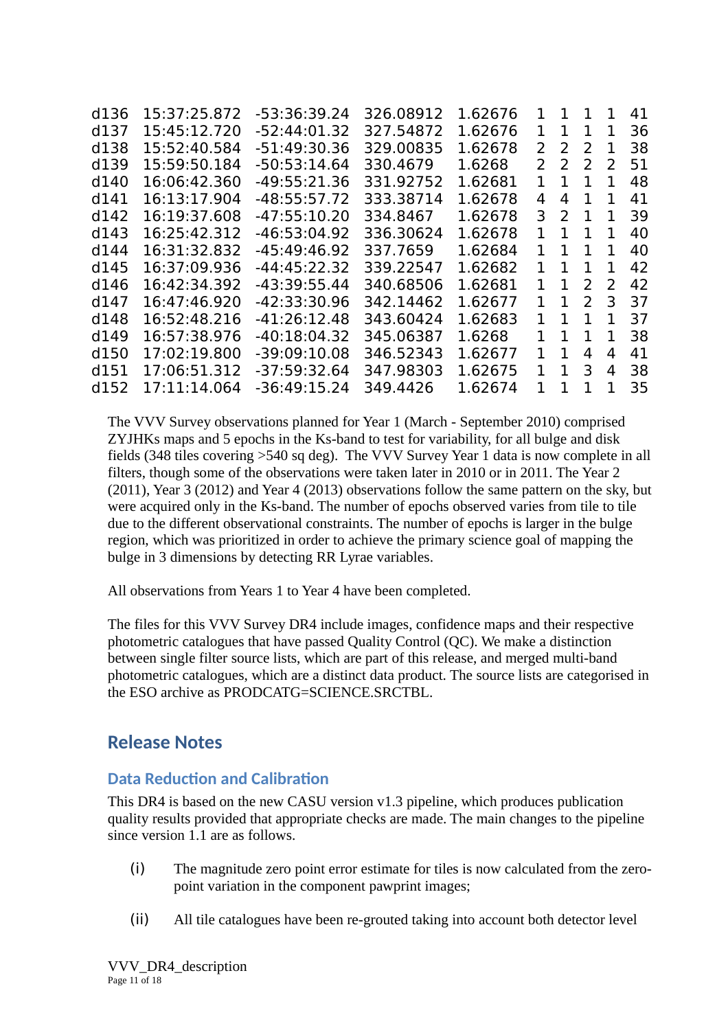| | | | | | | | | | |
|---|---|---|---|---|---|---|---|---|---|
| d136 | 15:37:25.872 | -53:36:39.24 | 326.08912 | 1.62676 | 1 | 1 | 1 | 1 | 41 |
| d137 | 15:45:12.720 | -52:44:01.32 | 327.54872 | 1.62676 | 1 | 1 | 1 | 1 | 36 |
| d138 | 15:52:40.584 | -51:49:30.36 | 329.00835 | 1.62678 | 2 | 2 | 2 | 1 | 38 |
| d139 | 15:59:50.184 | -50:53:14.64 | 330.4679 | 1.6268 | 2 | 2 | 2 | 2 | 51 |
| d140 | 16:06:42.360 | -49:55:21.36 | 331.92752 | 1.62681 | 1 | 1 | 1 | 1 | 48 |
| d141 | 16:13:17.904 | -48:55:57.72 | 333.38714 | 1.62678 | 4 | 4 | 1 | 1 | 41 |
| d142 | 16:19:37.608 | -47:55:10.20 | 334.8467 | 1.62678 | 3 | 2 | 1 | 1 | 39 |
| d143 | 16:25:42.312 | -46:53:04.92 | 336.30624 | 1.62678 | 1 | 1 | 1 | 1 | 40 |
| d144 | 16:31:32.832 | -45:49:46.92 | 337.7659 | 1.62684 | 1 | 1 | 1 | 1 | 40 |
| d145 | 16:37:09.936 | -44:45:22.32 | 339.22547 | 1.62682 | 1 | 1 | 1 | 1 | 42 |
| d146 | 16:42:34.392 | -43:39:55.44 | 340.68506 | 1.62681 | 1 | 1 | 2 | 2 | 42 |
| d147 | 16:47:46.920 | -42:33:30.96 | 342.14462 | 1.62677 | 1 | 1 | 2 | 3 | 37 |
| d148 | 16:52:48.216 | -41:26:12.48 | 343.60424 | 1.62683 | 1 | 1 | 1 | 1 | 37 |
| d149 | 16:57:38.976 | -40:18:04.32 | 345.06387 | 1.6268 | 1 | 1 | 1 | 1 | 38 |
| d150 | 17:02:19.800 | -39:09:10.08 | 346.52343 | 1.62677 | 1 | 1 | 4 | 4 | 41 |
| d151 | 17:06:51.312 | -37:59:32.64 | 347.98303 | 1.62675 | 1 | 1 | 3 | 4 | 38 |
| d152 | 17:11:14.064 | -36:49:15.24 | 349.4426 | 1.62674 | 1 | 1 | 1 | 1 | 35 |

The VVV Survey observations planned for Year 1 (March - September 2010) comprised ZYJHKs maps and 5 epochs in the Ks-band to test for variability, for all bulge and disk fields (348 tiles covering >540 sq deg). The VVV Survey Year 1 data is now complete in all filters, though some of the observations were taken later in 2010 or in 2011. The Year 2 (2011), Year 3 (2012) and Year 4 (2013) observations follow the same pattern on the sky, but were acquired only in the Ks-band. The number of epochs observed varies from tile to tile due to the different observational constraints. The number of epochs is larger in the bulge region, which was prioritized in order to achieve the primary science goal of mapping the bulge in 3 dimensions by detecting RR Lyrae variables.

All observations from Years 1 to Year 4 have been completed.

The files for this VVV Survey DR4 include images, confidence maps and their respective photometric catalogues that have passed Quality Control (QC). We make a distinction between single filter source lists, which are part of this release, and merged multi-band photometric catalogues, which are a distinct data product. The source lists are categorised in the ESO archive as PRODCATG=SCIENCE.SRCTBL.

## Release Notes

### Data Reduction and Calibration

This DR4 is based on the new CASU version v1.3 pipeline, which produces publication quality results provided that appropriate checks are made. The main changes to the pipeline since version 1.1 are as follows.

(i) The magnitude zero point error estimate for tiles is now calculated from the zero-point variation in the component pawprint images;

(ii) All tile catalogues have been re-grouted taking into account both detector level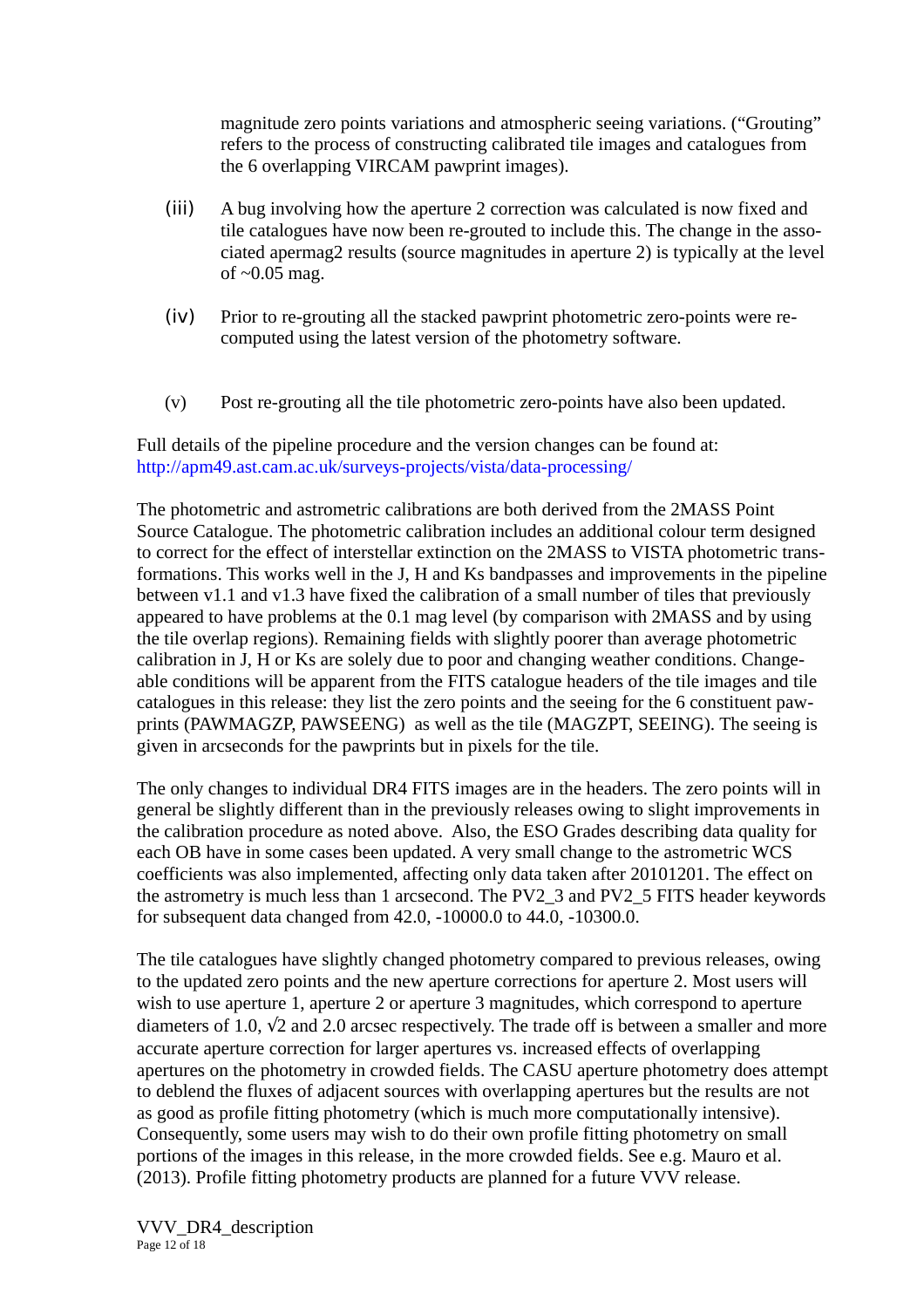magnitude zero points variations and atmospheric seeing variations. ("Grouting" refers to the process of constructing calibrated tile images and catalogues from the 6 overlapping VIRCAM pawprint images).

(iii) A bug involving how the aperture 2 correction was calculated is now fixed and tile catalogues have now been re-grouted to include this. The change in the associated apermag2 results (source magnitudes in aperture 2) is typically at the level of ~0.05 mag.

(iv) Prior to re-grouting all the stacked pawprint photometric zero-points were re-computed using the latest version of the photometry software.

(v) Post re-grouting all the tile photometric zero-points have also been updated.

Full details of the pipeline procedure and the version changes can be found at: http://apm49.ast.cam.ac.uk/surveys-projects/vista/data-processing/

The photometric and astrometric calibrations are both derived from the 2MASS Point Source Catalogue. The photometric calibration includes an additional colour term designed to correct for the effect of interstellar extinction on the 2MASS to VISTA photometric transformations. This works well in the J, H and Ks bandpasses and improvements in the pipeline between v1.1 and v1.3 have fixed the calibration of a small number of tiles that previously appeared to have problems at the 0.1 mag level (by comparison with 2MASS and by using the tile overlap regions). Remaining fields with slightly poorer than average photometric calibration in J, H or Ks are solely due to poor and changing weather conditions. Changeable conditions will be apparent from the FITS catalogue headers of the tile images and tile catalogues in this release: they list the zero points and the seeing for the 6 constituent pawprints (PAWMAGZP, PAWSEENG) as well as the tile (MAGZPT, SEEING). The seeing is given in arcseconds for the pawprints but in pixels for the tile.

The only changes to individual DR4 FITS images are in the headers. The zero points will in general be slightly different than in the previously releases owing to slight improvements in the calibration procedure as noted above. Also, the ESO Grades describing data quality for each OB have in some cases been updated. A very small change to the astrometric WCS coefficients was also implemented, affecting only data taken after 20101201. The effect on the astrometry is much less than 1 arcsecond. The PV2_3 and PV2_5 FITS header keywords for subsequent data changed from 42.0, -10000.0 to 44.0, -10300.0.

The tile catalogues have slightly changed photometry compared to previous releases, owing to the updated zero points and the new aperture corrections for aperture 2. Most users will wish to use aperture 1, aperture 2 or aperture 3 magnitudes, which correspond to aperture diameters of 1.0, $\sqrt{2}$ and 2.0 arcsec respectively. The trade off is between a smaller and more accurate aperture correction for larger apertures vs. increased effects of overlapping apertures on the photometry in crowded fields. The CASU aperture photometry does attempt to deblend the fluxes of adjacent sources with overlapping apertures but the results are not as good as profile fitting photometry (which is much more computationally intensive). Consequently, some users may wish to do their own profile fitting photometry on small portions of the images in this release, in the more crowded fields. See e.g. Mauro et al. (2013). Profile fitting photometry products are planned for a future VVV release.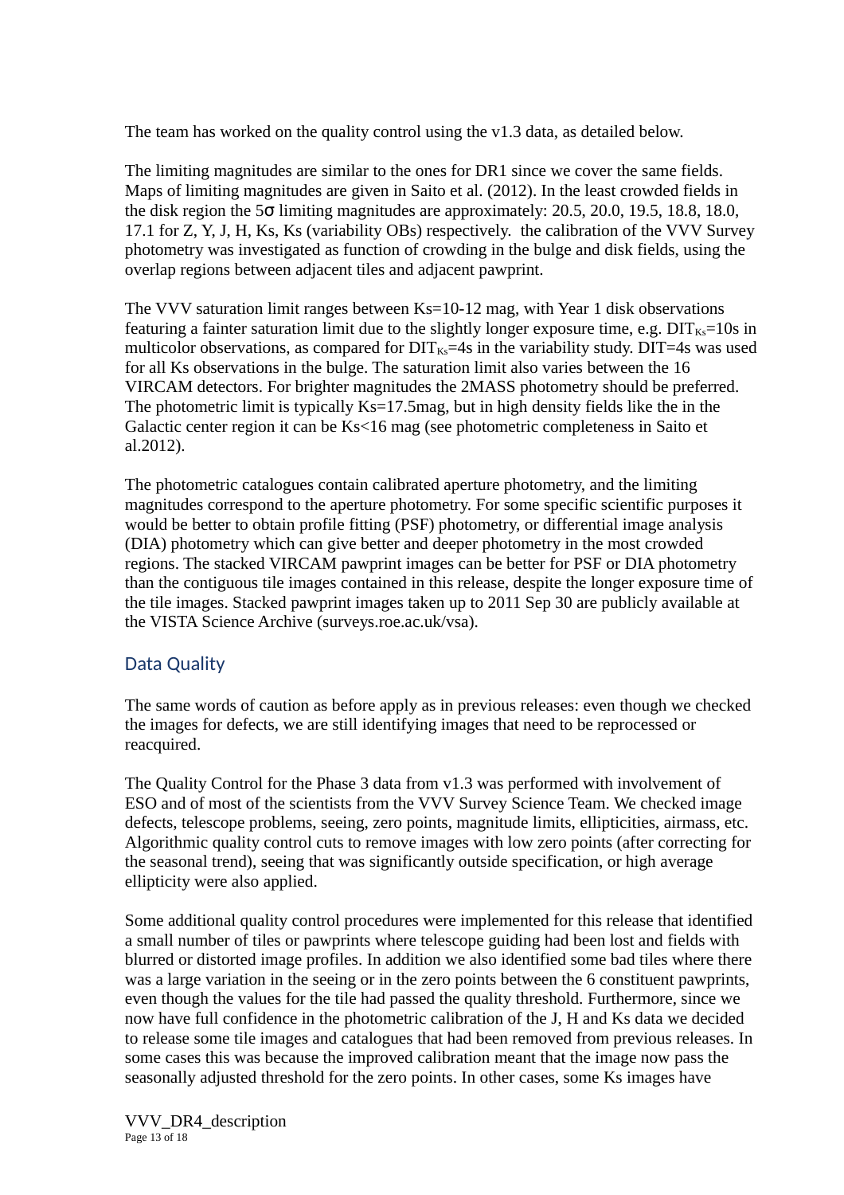The team has worked on the quality control using the v1.3 data, as detailed below.

The limiting magnitudes are similar to the ones for DR1 since we cover the same fields. Maps of limiting magnitudes are given in Saito et al. (2012). In the least crowded fields in the disk region the 5σ limiting magnitudes are approximately: 20.5, 20.0, 19.5, 18.8, 18.0, 17.1 for Z, Y, J, H, Ks, Ks (variability OBs) respectively.  the calibration of the VVV Survey photometry was investigated as function of crowding in the bulge and disk fields, using the overlap regions between adjacent tiles and adjacent pawprint.

The VVV saturation limit ranges between Ks=10-12 mag, with Year 1 disk observations featuring a fainter saturation limit due to the slightly longer exposure time, e.g. $DIT_{Ks}$=10s in multicolor observations, as compared for $DIT_{Ks}$=4s in the variability study. DIT=4s was used for all Ks observations in the bulge. The saturation limit also varies between the 16 VIRCAM detectors. For brighter magnitudes the 2MASS photometry should be preferred. The photometric limit is typically Ks=17.5mag, but in high density fields like the in the Galactic center region it can be Ks<16 mag (see photometric completeness in Saito et al.2012).

The photometric catalogues contain calibrated aperture photometry, and the limiting magnitudes correspond to the aperture photometry. For some specific scientific purposes it would be better to obtain profile fitting (PSF) photometry, or differential image analysis (DIA) photometry which can give better and deeper photometry in the most crowded regions. The stacked VIRCAM pawprint images can be better for PSF or DIA photometry than the contiguous tile images contained in this release, despite the longer exposure time of the tile images. Stacked pawprint images taken up to 2011 Sep 30 are publicly available at the VISTA Science Archive (surveys.roe.ac.uk/vsa).

## Data Quality

The same words of caution as before apply as in previous releases: even though we checked the images for defects, we are still identifying images that need to be reprocessed or reacquired.

The Quality Control for the Phase 3 data from v1.3 was performed with involvement of ESO and of most of the scientists from the VVV Survey Science Team. We checked image defects, telescope problems, seeing, zero points, magnitude limits, ellipticities, airmass, etc. Algorithmic quality control cuts to remove images with low zero points (after correcting for the seasonal trend), seeing that was significantly outside specification, or high average ellipticity were also applied.

Some additional quality control procedures were implemented for this release that identified a small number of tiles or pawprints where telescope guiding had been lost and fields with blurred or distorted image profiles. In addition we also identified some bad tiles where there was a large variation in the seeing or in the zero points between the 6 constituent pawprints, even though the values for the tile had passed the quality threshold. Furthermore, since we now have full confidence in the photometric calibration of the J, H and Ks data we decided to release some tile images and catalogues that had been removed from previous releases. In some cases this was because the improved calibration meant that the image now pass the seasonally adjusted threshold for the zero points. In other cases, some Ks images have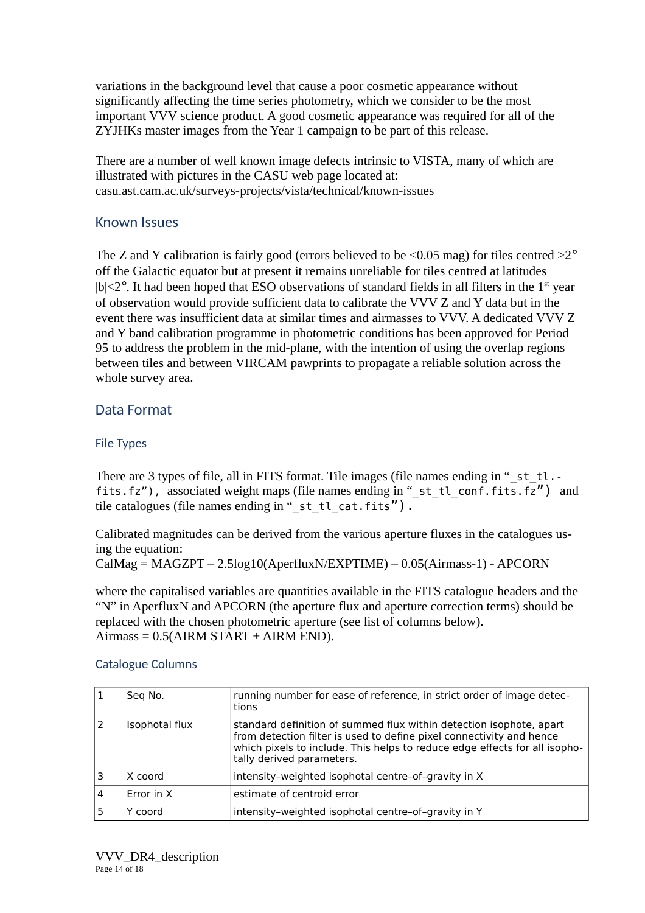variations in the background level that cause a poor cosmetic appearance without significantly affecting the time series photometry, which we consider to be the most important VVV science product. A good cosmetic appearance was required for all of the ZYJHKs master images from the Year 1 campaign to be part of this release.

There are a number of well known image defects intrinsic to VISTA, many of which are illustrated with pictures in the CASU web page located at: casu.ast.cam.ac.uk/surveys-projects/vista/technical/known-issues

## Known Issues

The Z and Y calibration is fairly good (errors believed to be <0.05 mag) for tiles centred >2° off the Galactic equator but at present it remains unreliable for tiles centred at latitudes |b|<2°. It had been hoped that ESO observations of standard fields in all filters in the 1st year of observation would provide sufficient data to calibrate the VVV Z and Y data but in the event there was insufficient data at similar times and airmasses to VVV. A dedicated VVV Z and Y band calibration programme in photometric conditions has been approved for Period 95 to address the problem in the mid-plane, with the intention of using the overlap regions between tiles and between VIRCAM pawprints to propagate a reliable solution across the whole survey area.

## Data Format

### File Types

There are 3 types of file, all in FITS format. Tile images (file names ending in "`_st_tl.fits.fz`"), associated weight maps (file names ending in "`_st_tl_conf.fits.fz`") and tile catalogues (file names ending in "`_st_tl_cat.fits`").

Calibrated magnitudes can be derived from the various aperture fluxes in the catalogues using the equation:
CalMag = MAGZPT – 2.5log10(AperfluxN/EXPTIME) – 0.05(Airmass-1) - APCORN

where the capitalised variables are quantities available in the FITS catalogue headers and the "N" in AperfluxN and APCORN (the aperture flux and aperture correction terms) should be replaced with the chosen photometric aperture (see list of columns below).
Airmass = 0.5(AIRM START + AIRM END).

### Catalogue Columns

| | | |
|---|---|---|
| 1 | Seq No. | running number for ease of reference, in strict order of image detections |
| 2 | Isophotal flux | standard definition of summed flux within detection isophote, apart from detection filter is used to define pixel connectivity and hence which pixels to include. This helps to reduce edge effects for all isophotally derived parameters. |
| 3 | X coord | intensity-weighted isophotal centre-of-gravity in X |
| 4 | Error in X | estimate of centroid error |
| 5 | Y coord | intensity-weighted isophotal centre-of-gravity in Y |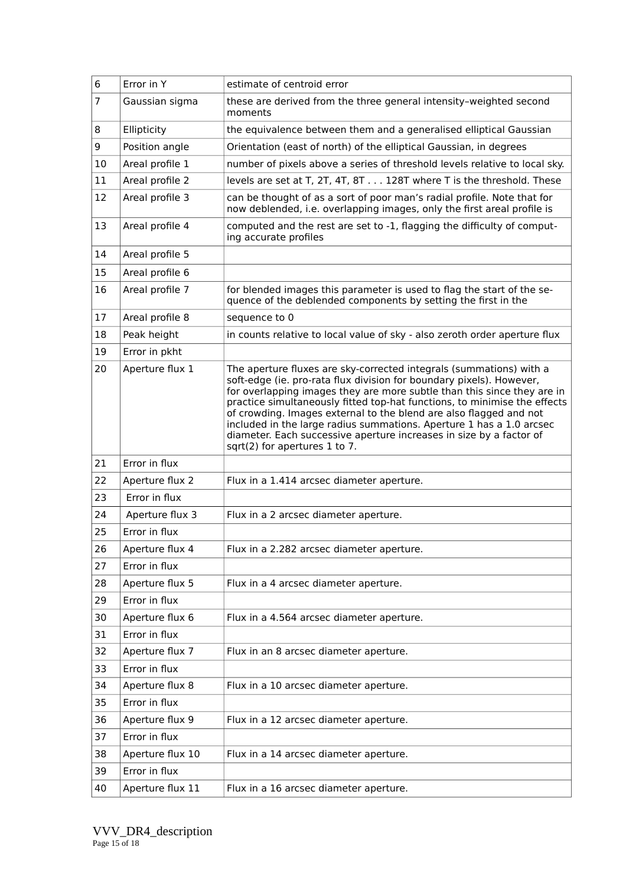| | | |
|---|---|---|
| 6 | Error in Y | estimate of centroid error |
| 7 | Gaussian sigma | these are derived from the three general intensity–weighted second moments |
| 8 | Ellipticity | the equivalence between them and a generalised elliptical Gaussian |
| 9 | Position angle | Orientation (east of north) of the elliptical Gaussian, in degrees |
| 10 | Areal profile 1 | number of pixels above a series of threshold levels relative to local sky. |
| 11 | Areal profile 2 | levels are set at T, 2T, 4T, 8T . . . 128T where T is the threshold. These |
| 12 | Areal profile 3 | can be thought of as a sort of poor man's radial profile. Note that for now deblended, i.e. overlapping images, only the first areal profile is |
| 13 | Areal profile 4 | computed and the rest are set to -1, flagging the difficulty of computing accurate profiles |
| 14 | Areal profile 5 | |
| 15 | Areal profile 6 | |
| 16 | Areal profile 7 | for blended images this parameter is used to flag the start of the sequence of the deblended components by setting the first in the |
| 17 | Areal profile 8 | sequence to 0 |
| 18 | Peak height | in counts relative to local value of sky - also zeroth order aperture flux |
| 19 | Error in pkht | |
| 20 | Aperture flux 1 | The aperture fluxes are sky-corrected integrals (summations) with a soft-edge (ie. pro-rata flux division for boundary pixels). However, for overlapping images they are more subtle than this since they are in practice simultaneously fitted top-hat functions, to minimise the effects of crowding. Images external to the blend are also flagged and not included in the large radius summations. Aperture 1 has a 1.0 arcsec diameter. Each successive aperture increases in size by a factor of sqrt(2) for apertures 1 to 7. |
| 21 | Error in flux | |
| 22 | Aperture flux 2 | Flux in a 1.414 arcsec diameter aperture. |
| 23 | Error in flux | |
| 24 | Aperture flux 3 | Flux in a 2 arcsec diameter aperture. |
| 25 | Error in flux | |
| 26 | Aperture flux 4 | Flux in a 2.282 arcsec diameter aperture. |
| 27 | Error in flux | |
| 28 | Aperture flux 5 | Flux in a 4 arcsec diameter aperture. |
| 29 | Error in flux | |
| 30 | Aperture flux 6 | Flux in a 4.564 arcsec diameter aperture. |
| 31 | Error in flux | |
| 32 | Aperture flux 7 | Flux in an 8 arcsec diameter aperture. |
| 33 | Error in flux | |
| 34 | Aperture flux 8 | Flux in a 10 arcsec diameter aperture. |
| 35 | Error in flux | |
| 36 | Aperture flux 9 | Flux in a 12 arcsec diameter aperture. |
| 37 | Error in flux | |
| 38 | Aperture flux 10 | Flux in a 14 arcsec diameter aperture. |
| 39 | Error in flux | |
| 40 | Aperture flux 11 | Flux in a 16 arcsec diameter aperture. |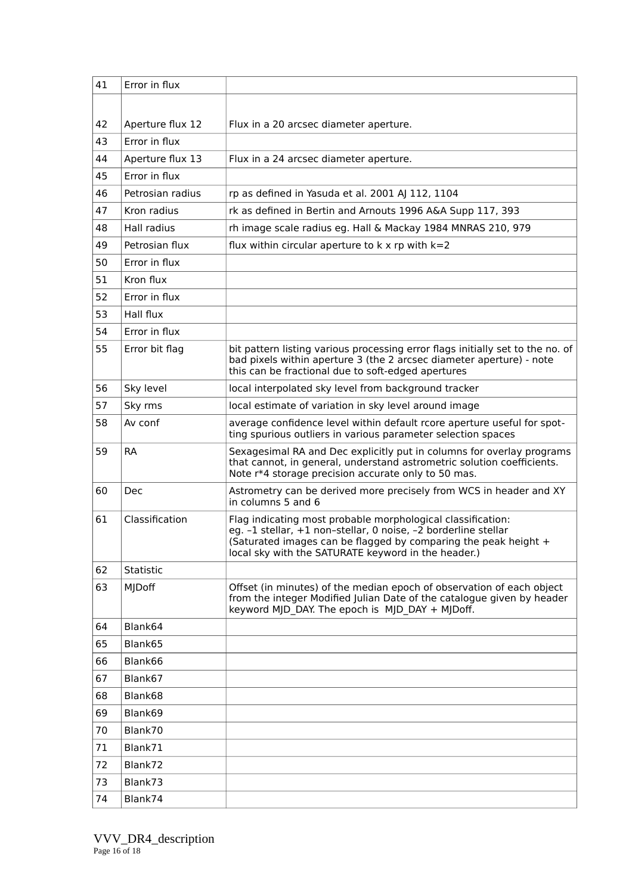| 41 | Error in flux | |
|---|---|---|
| 42 | Aperture flux 12 | Flux in a 20 arcsec diameter aperture. |
| 43 | Error in flux | |
| 44 | Aperture flux 13 | Flux in a 24 arcsec diameter aperture. |
| 45 | Error in flux | |
| 46 | Petrosian radius | rp as defined in Yasuda et al. 2001 AJ 112, 1104 |
| 47 | Kron radius | rk as defined in Bertin and Arnouts 1996 A&A Supp 117, 393 |
| 48 | Hall radius | rh image scale radius eg. Hall & Mackay 1984 MNRAS 210, 979 |
| 49 | Petrosian flux | flux within circular aperture to k x rp with k=2 |
| 50 | Error in flux | |
| 51 | Kron flux | |
| 52 | Error in flux | |
| 53 | Hall flux | |
| 54 | Error in flux | |
| 55 | Error bit flag | bit pattern listing various processing error flags initially set to the no. of bad pixels within aperture 3 (the 2 arcsec diameter aperture) - note this can be fractional due to soft-edged apertures |
| 56 | Sky level | local interpolated sky level from background tracker |
| 57 | Sky rms | local estimate of variation in sky level around image |
| 58 | Av conf | average confidence level within default rcore aperture useful for spotting spurious outliers in various parameter selection spaces |
| 59 | RA | Sexagesimal RA and Dec explicitly put in columns for overlay programs that cannot, in general, understand astrometric solution coefficients. Note r*4 storage precision accurate only to 50 mas. |
| 60 | Dec | Astrometry can be derived more precisely from WCS in header and XY in columns 5 and 6 |
| 61 | Classification | Flag indicating most probable morphological classification: eg. –1 stellar, +1 non–stellar, 0 noise, –2 borderline stellar (Saturated images can be flagged by comparing the peak height + local sky with the SATURATE keyword in the header.) |
| 62 | Statistic | |
| 63 | MJDoff | Offset (in minutes) of the median epoch of observation of each object from the integer Modified Julian Date of the catalogue given by header keyword MJD_DAY. The epoch is MJD_DAY + MJDoff. |
| 64 | Blank64 | |
| 65 | Blank65 | |
| 66 | Blank66 | |
| 67 | Blank67 | |
| 68 | Blank68 | |
| 69 | Blank69 | |
| 70 | Blank70 | |
| 71 | Blank71 | |
| 72 | Blank72 | |
| 73 | Blank73 | |
| 74 | Blank74 | |

VVV_DR4_description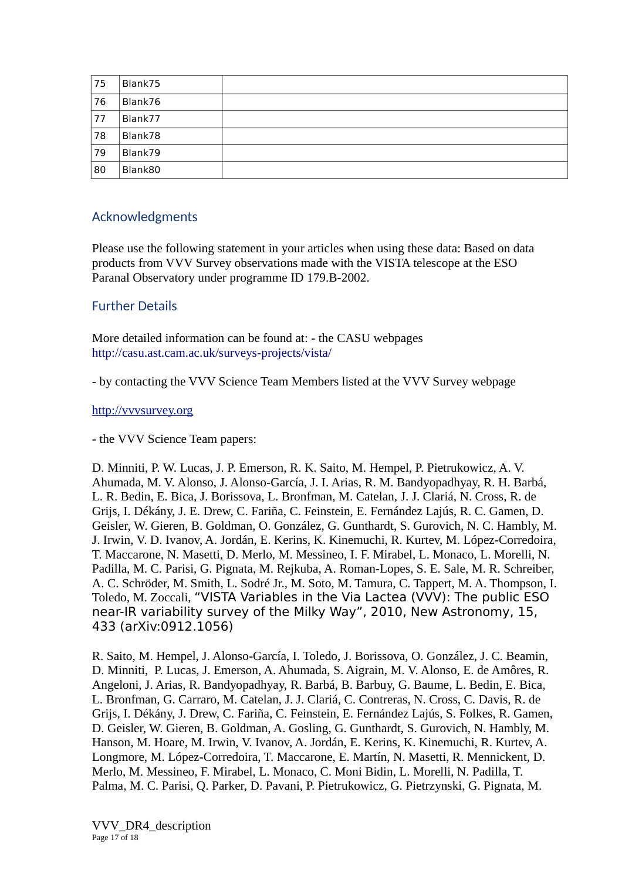| 75 | Blank75 | |
|---|---|---|
| 76 | Blank76 | |
| 77 | Blank77 | |
| 78 | Blank78 | |
| 79 | Blank79 | |
| 80 | Blank80 | |

## Acknowledgments

Please use the following statement in your articles when using these data: Based on data products from VVV Survey observations made with the VISTA telescope at the ESO Paranal Observatory under programme ID 179.B-2002.

## Further Details

More detailed information can be found at: - the CASU webpages http://casu.ast.cam.ac.uk/surveys-projects/vista/

- by contacting the VVV Science Team Members listed at the VVV Survey webpage

http://vvvsurvey.org

- the VVV Science Team papers:

D. Minniti, P. W. Lucas, J. P. Emerson, R. K. Saito, M. Hempel, P. Pietrukowicz, A. V. Ahumada, M. V. Alonso, J. Alonso-García, J. I. Arias, R. M. Bandyopadhyay, R. H. Barbá, L. R. Bedin, E. Bica, J. Borissova, L. Bronfman, M. Catelan, J. J. Clariá, N. Cross, R. de Grijs, I. Dékány, J. E. Drew, C. Fariña, C. Feinstein, E. Fernández Lajús, R. C. Gamen, D. Geisler, W. Gieren, B. Goldman, O. González, G. Gunthardt, S. Gurovich, N. C. Hambly, M. J. Irwin, V. D. Ivanov, A. Jordán, E. Kerins, K. Kinemuchi, R. Kurtev, M. López-Corredoira, T. Maccarone, N. Masetti, D. Merlo, M. Messineo, I. F. Mirabel, L. Monaco, L. Morelli, N. Padilla, M. C. Parisi, G. Pignata, M. Rejkuba, A. Roman-Lopes, S. E. Sale, M. R. Schreiber, A. C. Schröder, M. Smith, L. Sodré Jr., M. Soto, M. Tamura, C. Tappert, M. A. Thompson, I. Toledo, M. Zoccali, "VISTA Variables in the Via Lactea (VVV): The public ESO near-IR variability survey of the Milky Way", 2010, New Astronomy, 15, 433 (arXiv:0912.1056)

R. Saito, M. Hempel, J. Alonso-García, I. Toledo, J. Borissova, O. González, J. C. Beamin, D. Minniti, P. Lucas, J. Emerson, A. Ahumada, S. Aigrain, M. V. Alonso, E. de Amôres, R. Angeloni, J. Arias, R. Bandyopadhyay, R. Barbá, B. Barbuy, G. Baume, L. Bedin, E. Bica, L. Bronfman, G. Carraro, M. Catelan, J. J. Clariá, C. Contreras, N. Cross, C. Davis, R. de Grijs, I. Dékány, J. Drew, C. Fariña, C. Feinstein, E. Fernández Lajús, S. Folkes, R. Gamen, D. Geisler, W. Gieren, B. Goldman, A. Gosling, G. Gunthardt, S. Gurovich, N. Hambly, M. Hanson, M. Hoare, M. Irwin, V. Ivanov, A. Jordán, E. Kerins, K. Kinemuchi, R. Kurtev, A. Longmore, M. López-Corredoira, T. Maccarone, E. Martín, N. Masetti, R. Mennickent, D. Merlo, M. Messineo, F. Mirabel, L. Monaco, C. Moni Bidin, L. Morelli, N. Padilla, T. Palma, M. C. Parisi, Q. Parker, D. Pavani, P. Pietrukowicz, G. Pietrzynski, G. Pignata, M.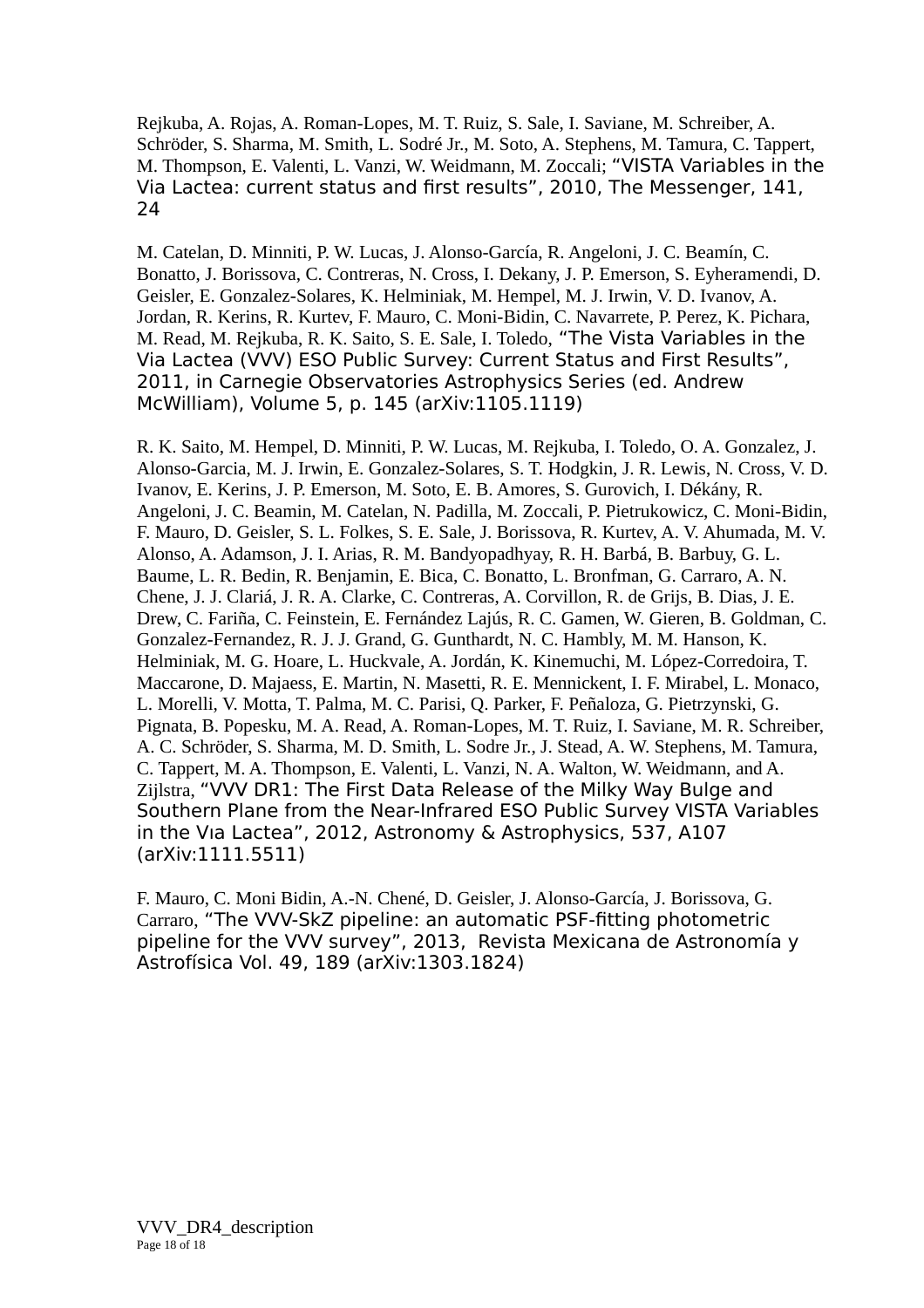Rejkuba, A. Rojas, A. Roman-Lopes, M. T. Ruiz, S. Sale, I. Saviane, M. Schreiber, A. Schröder, S. Sharma, M. Smith, L. Sodré Jr., M. Soto, A. Stephens, M. Tamura, C. Tappert, M. Thompson, E. Valenti, L. Vanzi, W. Weidmann, M. Zoccali; "VISTA Variables in the Via Lactea: current status and first results", 2010, The Messenger, 141, 24

M. Catelan, D. Minniti, P. W. Lucas, J. Alonso-García, R. Angeloni, J. C. Beamín, C. Bonatto, J. Borissova, C. Contreras, N. Cross, I. Dekany, J. P. Emerson, S. Eyheramendi, D. Geisler, E. Gonzalez-Solares, K. Helminiak, M. Hempel, M. J. Irwin, V. D. Ivanov, A. Jordan, R. Kerins, R. Kurtev, F. Mauro, C. Moni-Bidin, C. Navarrete, P. Perez, K. Pichara, M. Read, M. Rejkuba, R. K. Saito, S. E. Sale, I. Toledo, "The Vista Variables in the Via Lactea (VVV) ESO Public Survey: Current Status and First Results", 2011, in Carnegie Observatories Astrophysics Series (ed. Andrew McWilliam), Volume 5, p. 145 (arXiv:1105.1119)

R. K. Saito, M. Hempel, D. Minniti, P. W. Lucas, M. Rejkuba, I. Toledo, O. A. Gonzalez, J. Alonso-Garcia, M. J. Irwin, E. Gonzalez-Solares, S. T. Hodgkin, J. R. Lewis, N. Cross, V. D. Ivanov, E. Kerins, J. P. Emerson, M. Soto, E. B. Amores, S. Gurovich, I. Dékány, R. Angeloni, J. C. Beamin, M. Catelan, N. Padilla, M. Zoccali, P. Pietrukowicz, C. Moni-Bidin, F. Mauro, D. Geisler, S. L. Folkes, S. E. Sale, J. Borissova, R. Kurtev, A. V. Ahumada, M. V. Alonso, A. Adamson, J. I. Arias, R. M. Bandyopadhyay, R. H. Barbá, B. Barbuy, G. L. Baume, L. R. Bedin, R. Benjamin, E. Bica, C. Bonatto, L. Bronfman, G. Carraro, A. N. Chene, J. J. Clariá, J. R. A. Clarke, C. Contreras, A. Corvillon, R. de Grijs, B. Dias, J. E. Drew, C. Fariña, C. Feinstein, E. Fernández Lajús, R. C. Gamen, W. Gieren, B. Goldman, C. Gonzalez-Fernandez, R. J. J. Grand, G. Gunthardt, N. C. Hambly, M. M. Hanson, K. Helminiak, M. G. Hoare, L. Huckvale, A. Jordán, K. Kinemuchi, M. López-Corredoira, T. Maccarone, D. Majaess, E. Martin, N. Masetti, R. E. Mennickent, I. F. Mirabel, L. Monaco, L. Morelli, V. Motta, T. Palma, M. C. Parisi, Q. Parker, F. Peñaloza, G. Pietrzynski, G. Pignata, B. Popesku, M. A. Read, A. Roman-Lopes, M. T. Ruiz, I. Saviane, M. R. Schreiber, A. C. Schröder, S. Sharma, M. D. Smith, L. Sodre Jr., J. Stead, A. W. Stephens, M. Tamura, C. Tappert, M. A. Thompson, E. Valenti, L. Vanzi, N. A. Walton, W. Weidmann, and A. Zijlstra, "VVV DR1: The First Data Release of the Milky Way Bulge and Southern Plane from the Near-Infrared ESO Public Survey VISTA Variables in the Vıa Lactea", 2012, Astronomy & Astrophysics, 537, A107 (arXiv:1111.5511)

F. Mauro, C. Moni Bidin, A.-N. Chené, D. Geisler, J. Alonso-García, J. Borissova, G. Carraro, "The VVV-SkZ pipeline: an automatic PSF-fitting photometric pipeline for the VVV survey", 2013, Revista Mexicana de Astronomía y Astrofísica Vol. 49, 189 (arXiv:1303.1824)